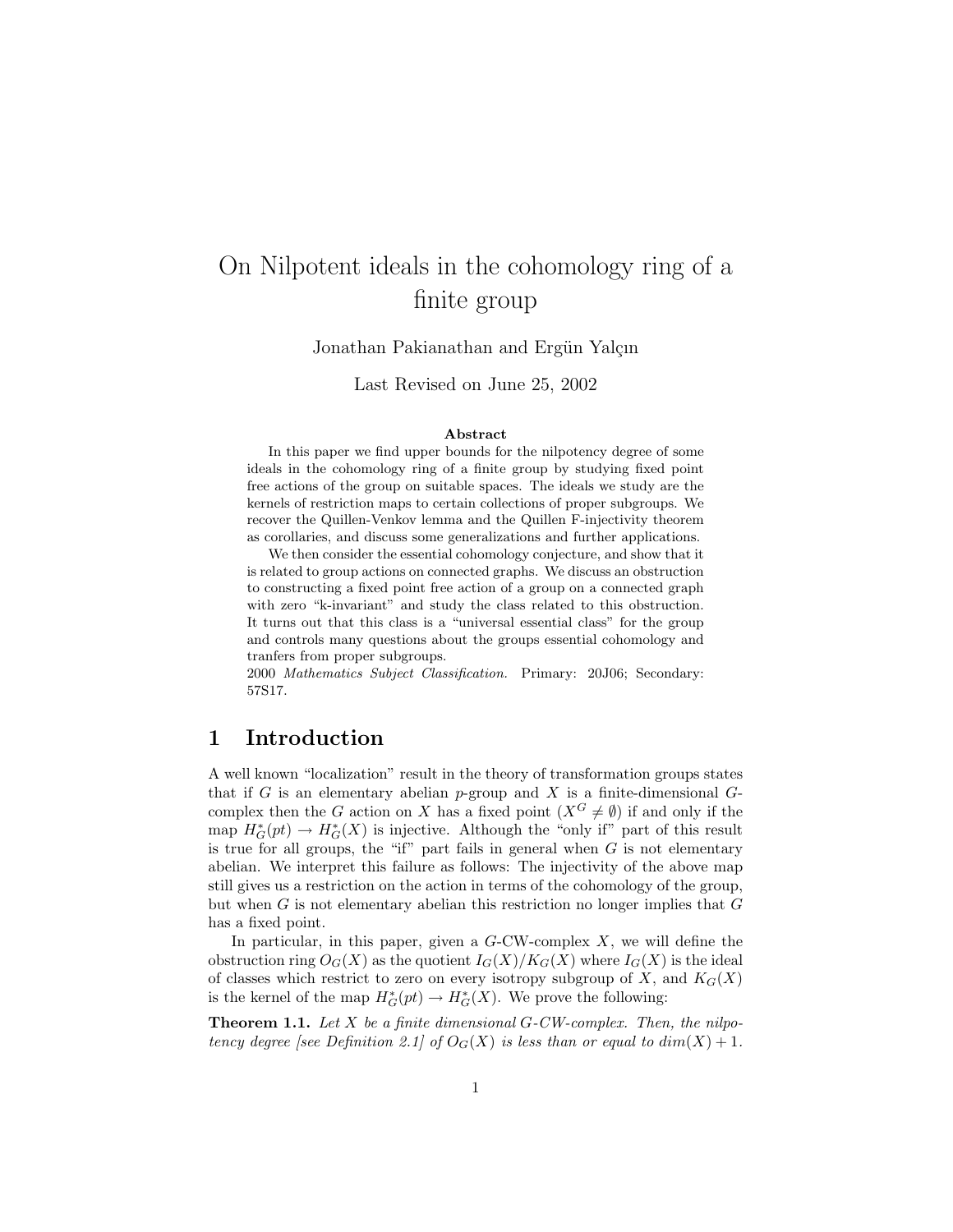# On Nilpotent ideals in the cohomology ring of a finite group

Jonathan Pakianathan and Ergün Yalçın

Last Revised on June 25, 2002

**Abstract**

In this paper we find upper bounds for the nilpotency degree of some ideals in the cohomology ring of a finite group by studying fixed point free actions of the group on suitable spaces. The ideals we study are the kernels of restriction maps to certain collections of proper subgroups. We recover the Quillen-Venkov lemma and the Quillen F-injectivity theorem as corollaries, and discuss some generalizations and further applications.

We then consider the essential cohomology conjecture, and show that it is related to group actions on connected graphs. We discuss an obstruction to constructing a fixed point free action of a group on a connected graph with zero "k-invariant" and study the class related to this obstruction. It turns out that this class is a "universal essential class" for the group and controls many questions about the groups essential cohomology and tranfers from proper subgroups.

2000 *Mathematics Subject Classification.* Primary: 20J06; Secondary: 57S17.

## 1 Introduction

A well known "localization" result in the theory of transformation groups states that if $G$ is an elementary abelian $p$-group and $X$ is a finite-dimensional $G$-complex then the $G$ action on $X$ has a fixed point ($X^G \neq \emptyset$) if and only if the map $H^*_G(pt) \to H^*_G(X)$ is injective. Although the "only if" part of this result is true for all groups, the "if" part fails in general when $G$ is not elementary abelian. We interpret this failure as follows: The injectivity of the above map still gives us a restriction on the action in terms of the cohomology of the group, but when $G$ is not elementary abelian this restriction no longer implies that $G$ has a fixed point.

In particular, in this paper, given a $G$-CW-complex $X$, we will define the obstruction ring $O_G(X)$ as the quotient $I_G(X)/K_G(X)$ where $I_G(X)$ is the ideal of classes which restrict to zero on every isotropy subgroup of $X$, and $K_G(X)$ is the kernel of the map $H^*_G(pt) \to H^*_G(X)$. We prove the following:

**Theorem 1.1.** *Let $X$ be a finite dimensional $G$-CW-complex. Then, the nilpotency degree [see Definition 2.1] of $O_G(X)$ is less than or equal to $dim(X) + 1$.*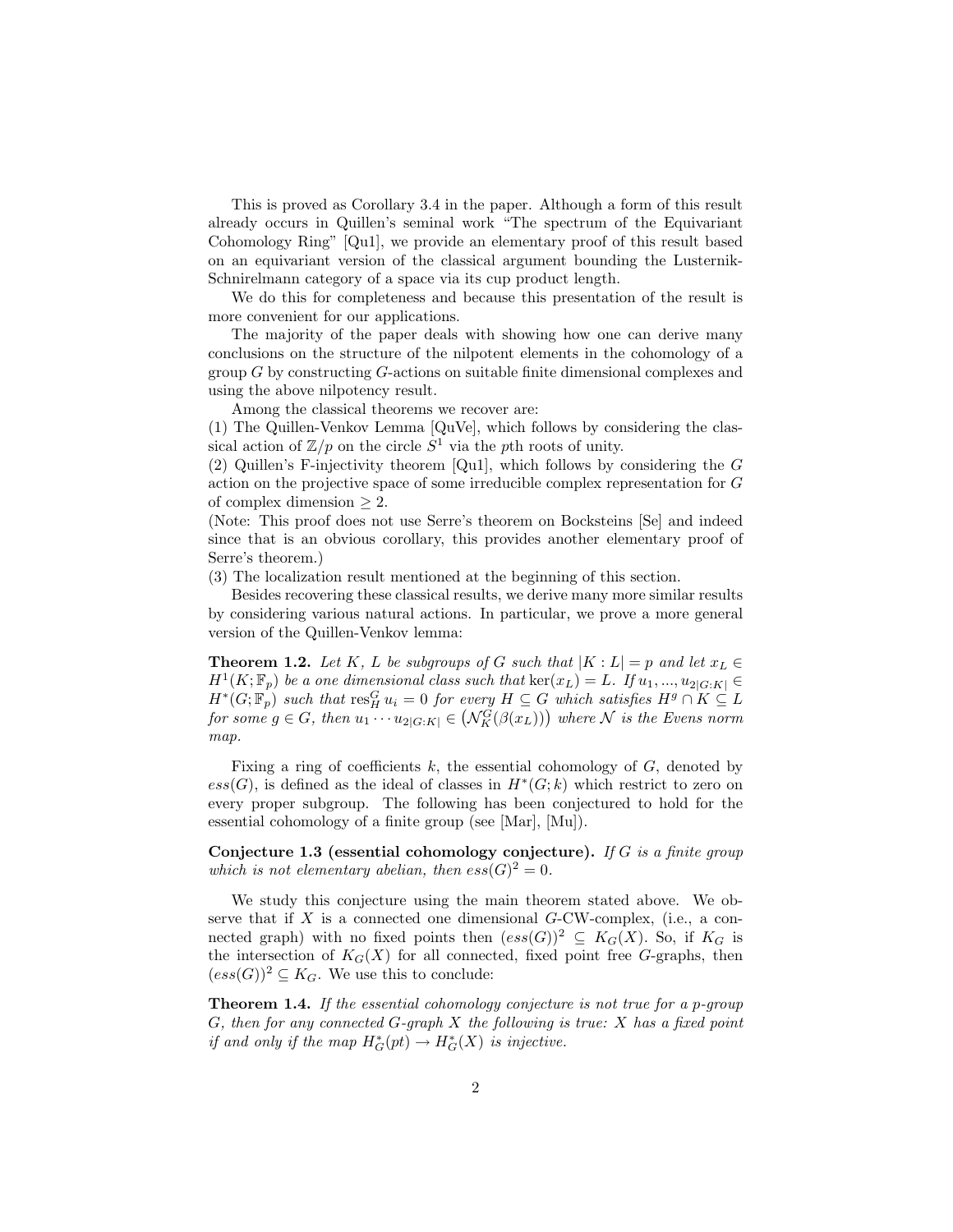This is proved as Corollary 3.4 in the paper. Although a form of this result already occurs in Quillen's seminal work "The spectrum of the Equivariant Cohomology Ring" [Qu1], we provide an elementary proof of this result based on an equivariant version of the classical argument bounding the Lusternik-Schnirelmann category of a space via its cup product length.

We do this for completeness and because this presentation of the result is more convenient for our applications.

The majority of the paper deals with showing how one can derive many conclusions on the structure of the nilpotent elements in the cohomology of a group $G$ by constructing $G$-actions on suitable finite dimensional complexes and using the above nilpotency result.

Among the classical theorems we recover are:
(1) The Quillen-Venkov Lemma [QuVe], which follows by considering the classical action of $\mathbb{Z}/p$ on the circle $S^1$ via the $p$th roots of unity.
(2) Quillen's F-injectivity theorem [Qu1], which follows by considering the $G$ action on the projective space of some irreducible complex representation for $G$ of complex dimension $\geq 2$.
(Note: This proof does not use Serre's theorem on Bocksteins [Se] and indeed since that is an obvious corollary, this provides another elementary proof of Serre's theorem.)
(3) The localization result mentioned at the beginning of this section.

Besides recovering these classical results, we derive many more similar results by considering various natural actions. In particular, we prove a more general version of the Quillen-Venkov lemma:

**Theorem 1.2.** *Let $K$, $L$ be subgroups of $G$ such that $|K : L| = p$ and let $x_L \in H^1(K;\mathbb{F}_p)$ be a one dimensional class such that $\ker(x_L) = L$. If $u_1, ..., u_{2|G:K|} \in H^*(G;\mathbb{F}_p)$ such that $\operatorname{res}^G_H u_i = 0$ for every $H \subseteq G$ which satisfies $H^g \cap K \subseteq L$ for some $g \in G$, then $u_1 \cdots u_{2|G:K|} \in \left(\mathcal{N}^G_K(\beta(x_L))\right)$ where $\mathcal{N}$ is the Evens norm map.*

Fixing a ring of coefficients $k$, the essential cohomology of $G$, denoted by $ess(G)$, is defined as the ideal of classes in $H^*(G;k)$ which restrict to zero on every proper subgroup. The following has been conjectured to hold for the essential cohomology of a finite group (see [Mar], [Mu]).

**Conjecture 1.3 (essential cohomology conjecture).** *If $G$ is a finite group which is not elementary abelian, then $ess(G)^2 = 0$.*

We study this conjecture using the main theorem stated above. We observe that if $X$ is a connected one dimensional $G$-CW-complex, (i.e., a connected graph) with no fixed points then $(ess(G))^2 \subseteq K_G(X)$. So, if $K_G$ is the intersection of $K_G(X)$ for all connected, fixed point free $G$-graphs, then $(ess(G))^2 \subseteq K_G$. We use this to conclude:

**Theorem 1.4.** *If the essential cohomology conjecture is not true for a $p$-group $G$, then for any connected $G$-graph $X$ the following is true: $X$ has a fixed point if and only if the map $H^*_G(pt) \to H^*_G(X)$ is injective.*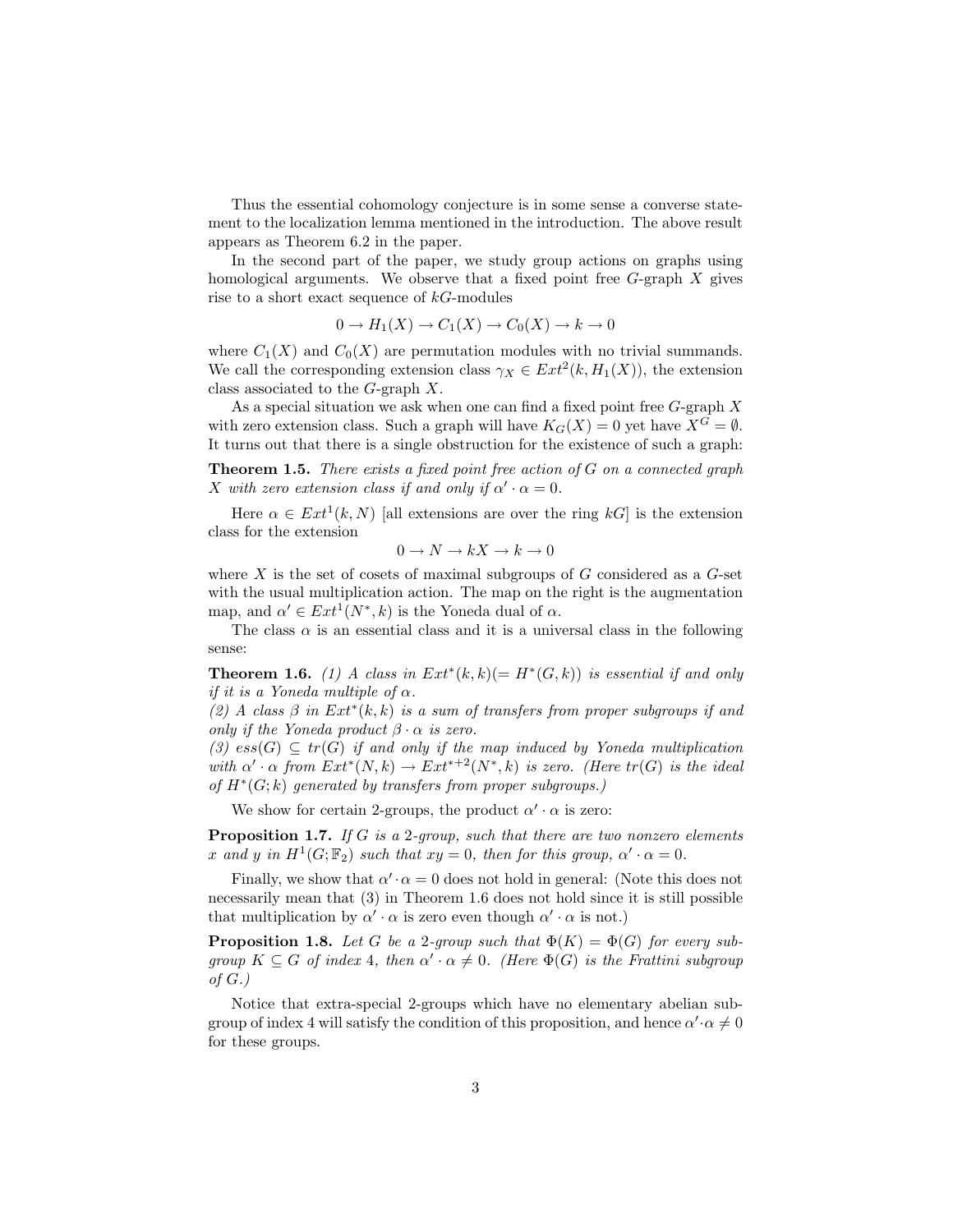Thus the essential cohomology conjecture is in some sense a converse statement to the localization lemma mentioned in the introduction. The above result appears as Theorem 6.2 in the paper.

In the second part of the paper, we study group actions on graphs using homological arguments. We observe that a fixed point free $G$-graph $X$ gives rise to a short exact sequence of $kG$-modules

$$0 \to H_1(X) \to C_1(X) \to C_0(X) \to k \to 0$$

where $C_1(X)$ and $C_0(X)$ are permutation modules with no trivial summands. We call the corresponding extension class $\gamma_X \in Ext^2(k, H_1(X))$, the extension class associated to the $G$-graph $X$.

As a special situation we ask when one can find a fixed point free $G$-graph $X$ with zero extension class. Such a graph will have $K_G(X) = 0$ yet have $X^G = \emptyset$. It turns out that there is a single obstruction for the existence of such a graph:

**Theorem 1.5.** *There exists a fixed point free action of $G$ on a connected graph $X$ with zero extension class if and only if $\alpha' \cdot \alpha = 0$.*

Here $\alpha \in Ext^1(k, N)$ [all extensions are over the ring $kG$] is the extension class for the extension

$$0 \to N \to kX \to k \to 0$$

where $X$ is the set of cosets of maximal subgroups of $G$ considered as a $G$-set with the usual multiplication action. The map on the right is the augmentation map, and $\alpha' \in Ext^1(N^*, k)$ is the Yoneda dual of $\alpha$.

The class $\alpha$ is an essential class and it is a universal class in the following sense:

**Theorem 1.6.** *(1) A class in $Ext^*(k, k)(= H^*(G, k))$ is essential if and only if it is a Yoneda multiple of $\alpha$.*
*(2) A class $\beta$ in $Ext^*(k, k)$ is a sum of transfers from proper subgroups if and only if the Yoneda product $\beta \cdot \alpha$ is zero.*
*(3) $ess(G) \subseteq tr(G)$ if and only if the map induced by Yoneda multiplication with $\alpha' \cdot \alpha$ from $Ext^*(N, k) \to Ext^{*+2}(N^*, k)$ is zero. (Here $tr(G)$ is the ideal of $H^*(G; k)$ generated by transfers from proper subgroups.)*

We show for certain 2-groups, the product $\alpha' \cdot \alpha$ is zero:

**Proposition 1.7.** *If $G$ is a 2-group, such that there are two nonzero elements $x$ and $y$ in $H^1(G; \mathbb{F}_2)$ such that $xy = 0$, then for this group, $\alpha' \cdot \alpha = 0$.*

Finally, we show that $\alpha' \cdot \alpha = 0$ does not hold in general: (Note this does not necessarily mean that (3) in Theorem 1.6 does not hold since it is still possible that multiplication by $\alpha' \cdot \alpha$ is zero even though $\alpha' \cdot \alpha$ is not.)

**Proposition 1.8.** *Let $G$ be a 2-group such that $\Phi(K) = \Phi(G)$ for every subgroup $K \subseteq G$ of index 4, then $\alpha' \cdot \alpha \neq 0$. (Here $\Phi(G)$ is the Frattini subgroup of $G$.)*

Notice that extra-special 2-groups which have no elementary abelian subgroup of index 4 will satisfy the condition of this proposition, and hence $\alpha' \cdot \alpha \neq 0$ for these groups.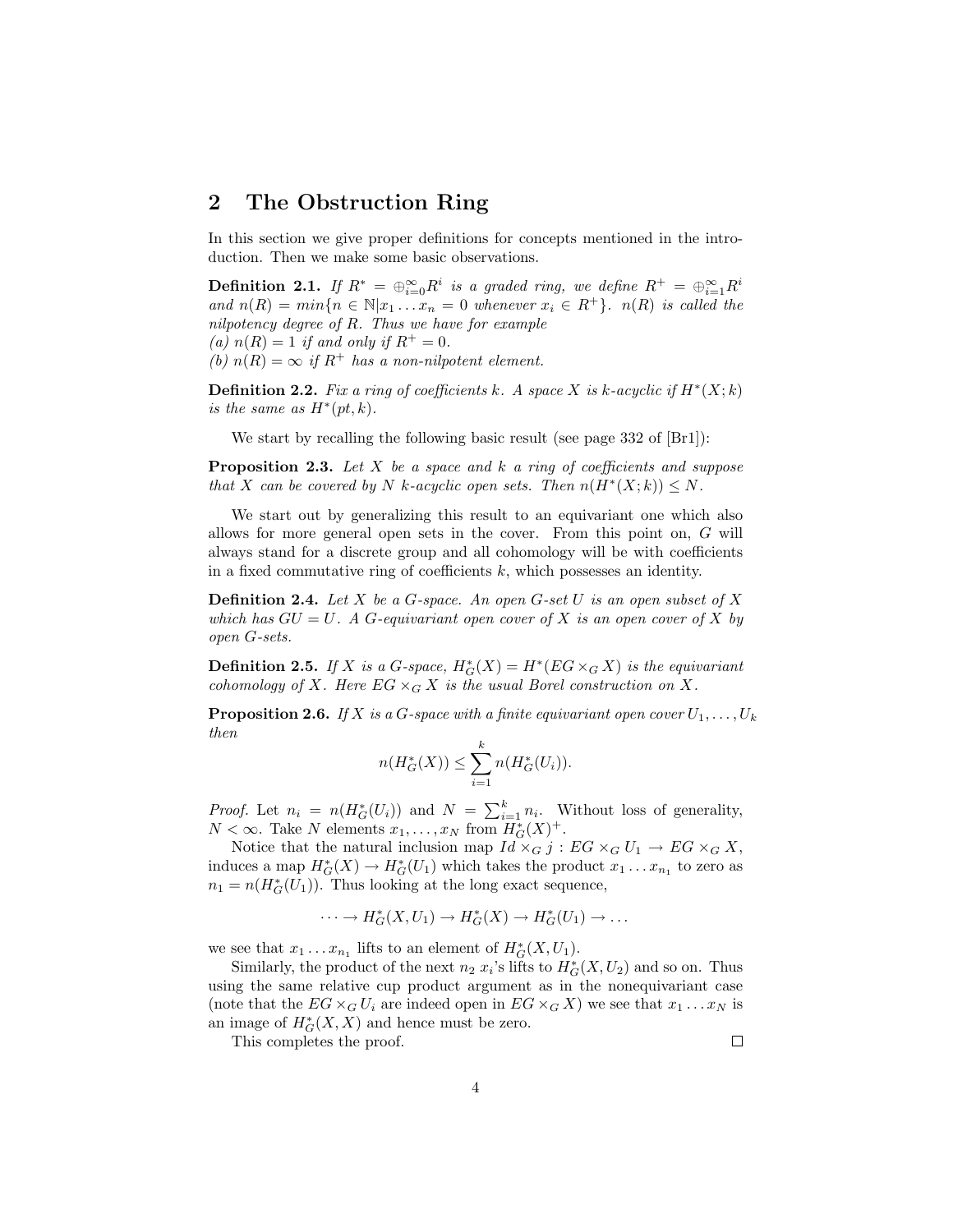## 2 The Obstruction Ring

In this section we give proper definitions for concepts mentioned in the introduction. Then we make some basic observations.

**Definition 2.1.** *If $R^* = \oplus_{i=0}^{\infty} R^i$ is a graded ring, we define $R^+ = \oplus_{i=1}^{\infty} R^i$ and $n(R) = min\{n \in \mathbb{N} | x_1 \dots x_n = 0$ whenever $x_i \in R^+\}$. $n(R)$ is called the nilpotency degree of $R$. Thus we have for example*
*(a) $n(R) = 1$ if and only if $R^+ = 0$.*
*(b) $n(R) = \infty$ if $R^+$ has a non-nilpotent element.*

**Definition 2.2.** *Fix a ring of coefficients $k$. A space $X$ is $k$-acyclic if $H^*(X; k)$ is the same as $H^*(pt, k)$.*

We start by recalling the following basic result (see page 332 of [Br1]):

**Proposition 2.3.** *Let $X$ be a space and $k$ a ring of coefficients and suppose that $X$ can be covered by $N$ $k$-acyclic open sets. Then $n(H^*(X; k)) \leq N$.*

We start out by generalizing this result to an equivariant one which also allows for more general open sets in the cover. From this point on, $G$ will always stand for a discrete group and all cohomology will be with coefficients in a fixed commutative ring of coefficients $k$, which possesses an identity.

**Definition 2.4.** *Let $X$ be a $G$-space. An open $G$-set $U$ is an open subset of $X$ which has $GU = U$. A $G$-equivariant open cover of $X$ is an open cover of $X$ by open $G$-sets.*

**Definition 2.5.** *If $X$ is a $G$-space, $H^*_G(X) = H^*(EG \times_G X)$ is the equivariant cohomology of $X$. Here $EG \times_G X$ is the usual Borel construction on $X$.*

**Proposition 2.6.** *If $X$ is a $G$-space with a finite equivariant open cover $U_1, \dots, U_k$ then*

$$n(H^*_G(X)) \leq \sum_{i=1}^{k} n(H^*_G(U_i)).$$

*Proof.* Let $n_i = n(H^*_G(U_i))$ and $N = \sum_{i=1}^{k} n_i$. Without loss of generality, $N < \infty$. Take $N$ elements $x_1, \dots, x_N$ from $H^*_G(X)^+$.

Notice that the natural inclusion map $Id \times_G j : EG \times_G U_1 \to EG \times_G X$, induces a map $H^*_G(X) \to H^*_G(U_1)$ which takes the product $x_1 \dots x_{n_1}$ to zero as $n_1 = n(H^*_G(U_1))$. Thus looking at the long exact sequence,

$$\dots \to H^*_G(X, U_1) \to H^*_G(X) \to H^*_G(U_1) \to \dots$$

we see that $x_1 \dots x_{n_1}$ lifts to an element of $H^*_G(X, U_1)$.

Similarly, the product of the next $n_2$ $x_i$'s lifts to $H^*_G(X, U_2)$ and so on. Thus using the same relative cup product argument as in the nonequivariant case (note that the $EG \times_G U_i$ are indeed open in $EG \times_G X$) we see that $x_1 \dots x_N$ is an image of $H^*_G(X, X)$ and hence must be zero.

This completes the proof. □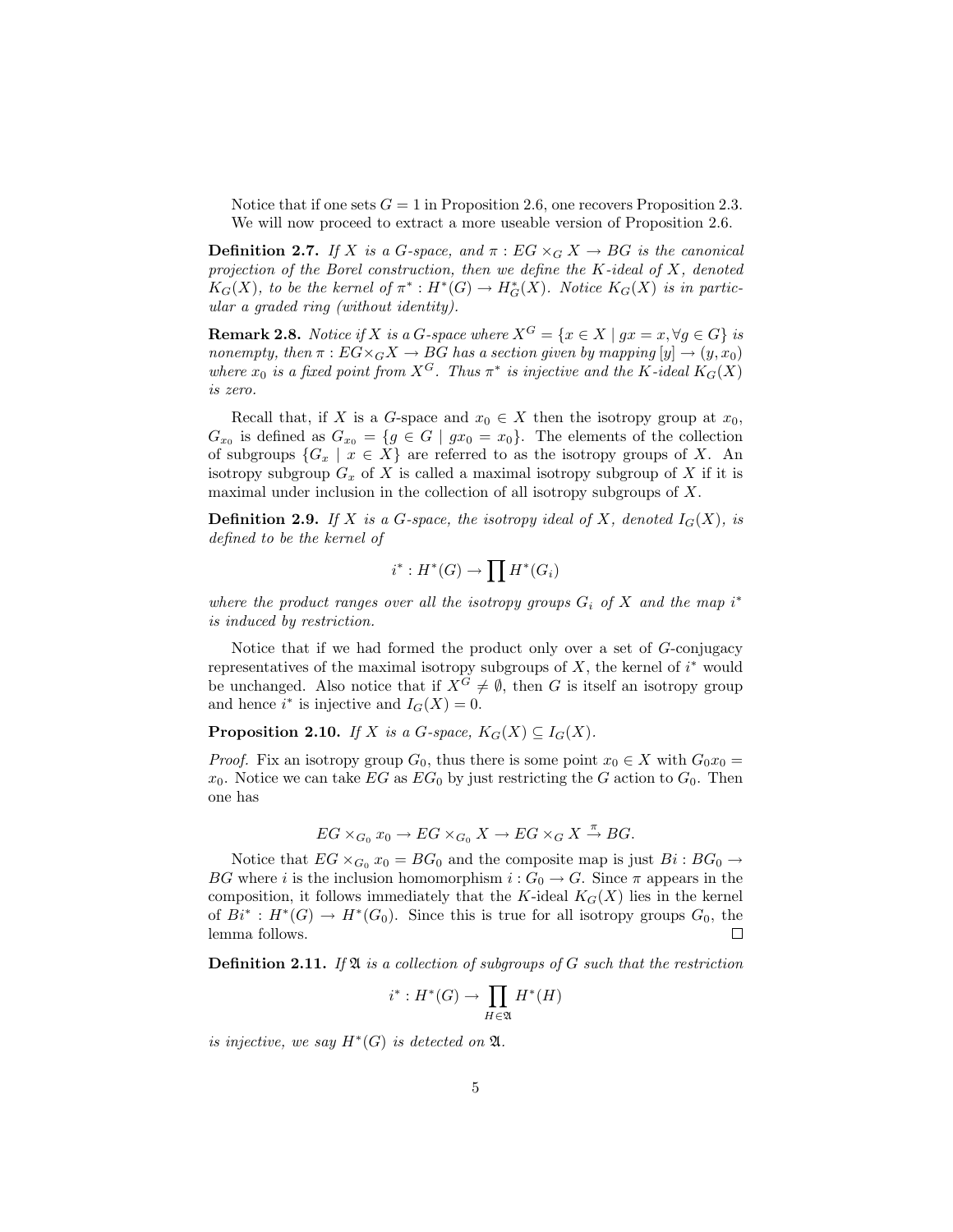Notice that if one sets $G = 1$ in Proposition 2.6, one recovers Proposition 2.3. We will now proceed to extract a more useable version of Proposition 2.6.

**Definition 2.7.** *If $X$ is a $G$-space, and $\pi : EG \times_G X \to BG$ is the canonical projection of the Borel construction, then we define the $K$-ideal of $X$, denoted $K_G(X)$, to be the kernel of $\pi^* : H^*(G) \to H^*_G(X)$. Notice $K_G(X)$ is in particular a graded ring (without identity).*

**Remark 2.8.** *Notice if $X$ is a $G$-space where $X^G = \{x \in X \mid gx = x, \forall g \in G\}$ is nonempty, then $\pi : EG \times_G X \to BG$ has a section given by mapping $[y] \to (y, x_0)$ where $x_0$ is a fixed point from $X^G$. Thus $\pi^*$ is injective and the $K$-ideal $K_G(X)$ is zero.*

Recall that, if $X$ is a $G$-space and $x_0 \in X$ then the isotropy group at $x_0$, $G_{x_0}$ is defined as $G_{x_0} = \{g \in G \mid gx_0 = x_0\}$. The elements of the collection of subgroups $\{G_x \mid x \in X\}$ are referred to as the isotropy groups of $X$. An isotropy subgroup $G_x$ of $X$ is called a maximal isotropy subgroup of $X$ if it is maximal under inclusion in the collection of all isotropy subgroups of $X$.

**Definition 2.9.** *If $X$ is a $G$-space, the isotropy ideal of $X$, denoted $I_G(X)$, is defined to be the kernel of*

$$i^* : H^*(G) \to \prod H^*(G_i)$$

*where the product ranges over all the isotropy groups $G_i$ of $X$ and the map $i^*$ is induced by restriction.*

Notice that if we had formed the product only over a set of $G$-conjugacy representatives of the maximal isotropy subgroups of $X$, the kernel of $i^*$ would be unchanged. Also notice that if $X^G \neq \emptyset$, then $G$ is itself an isotropy group and hence $i^*$ is injective and $I_G(X) = 0$.

**Proposition 2.10.** *If $X$ is a $G$-space, $K_G(X) \subseteq I_G(X)$.*

*Proof.* Fix an isotropy group $G_0$, thus there is some point $x_0 \in X$ with $G_0 x_0 = x_0$. Notice we can take $EG$ as $EG_0$ by just restricting the $G$ action to $G_0$. Then one has

$$EG \times_{G_0} x_0 \to EG \times_{G_0} X \to EG \times_G X \xrightarrow{\pi} BG.$$

Notice that $EG \times_{G_0} x_0 = BG_0$ and the composite map is just $Bi : BG_0 \to BG$ where $i$ is the inclusion homomorphism $i : G_0 \to G$. Since $\pi$ appears in the composition, it follows immediately that the $K$-ideal $K_G(X)$ lies in the kernel of $Bi^* : H^*(G) \to H^*(G_0)$. Since this is true for all isotropy groups $G_0$, the lemma follows. □

**Definition 2.11.** *If $\mathfrak{A}$ is a collection of subgroups of $G$ such that the restriction*

$$i^* : H^*(G) \to \prod_{H \in \mathfrak{A}} H^*(H)$$

*is injective, we say $H^*(G)$ is detected on $\mathfrak{A}$.*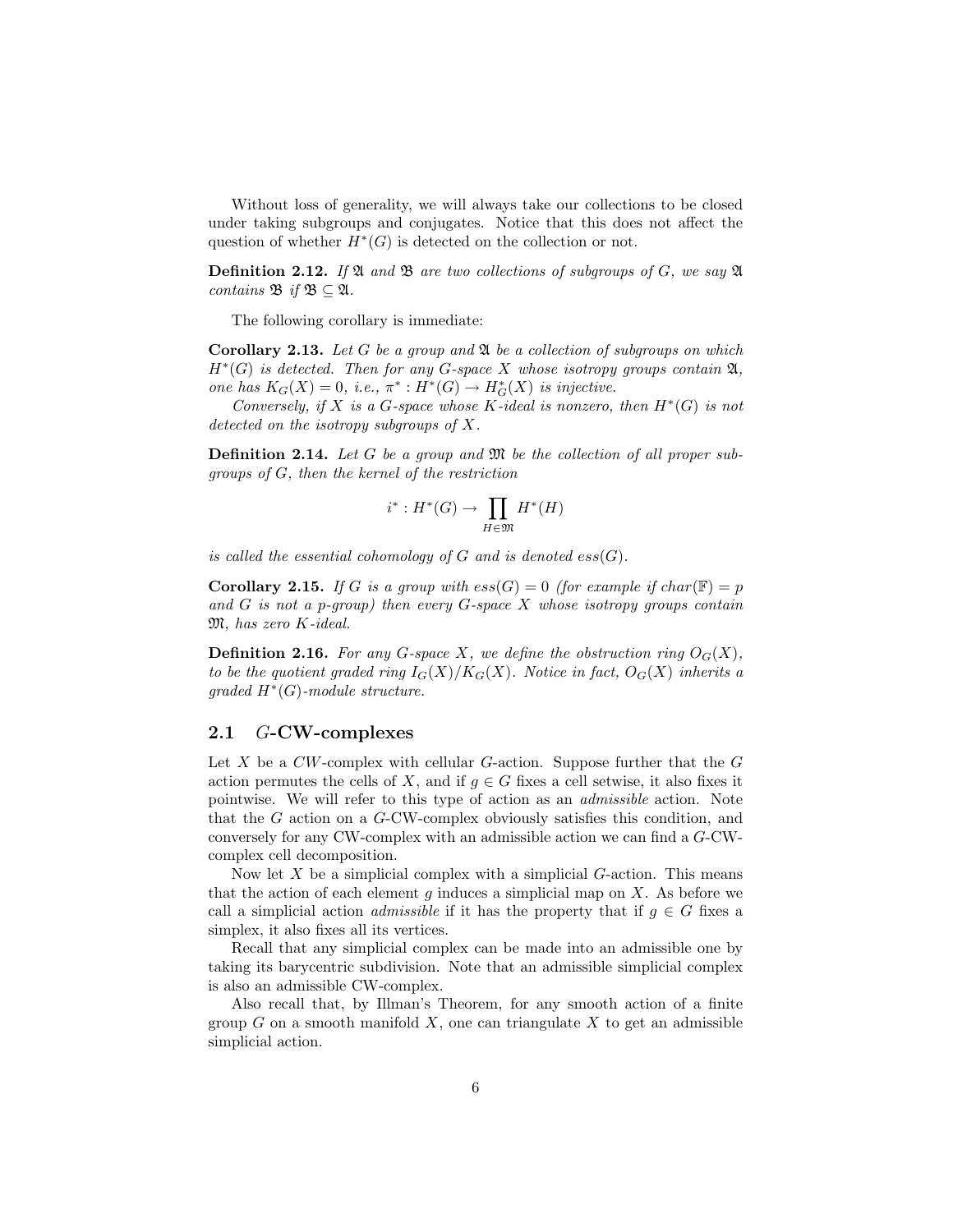Without loss of generality, we will always take our collections to be closed under taking subgroups and conjugates. Notice that this does not affect the question of whether $H^*(G)$ is detected on the collection or not.

**Definition 2.12.** *If $\mathfrak{A}$ and $\mathfrak{B}$ are two collections of subgroups of $G$, we say $\mathfrak{A}$ contains $\mathfrak{B}$ if $\mathfrak{B} \subseteq \mathfrak{A}$.*

The following corollary is immediate:

**Corollary 2.13.** *Let $G$ be a group and $\mathfrak{A}$ be a collection of subgroups on which $H^*(G)$ is detected. Then for any $G$-space $X$ whose isotropy groups contain $\mathfrak{A}$, one has $K_G(X) = 0$, i.e., $\pi^* : H^*(G) \to H^*_G(X)$ is injective.*

*Conversely, if $X$ is a $G$-space whose $K$-ideal is nonzero, then $H^*(G)$ is not detected on the isotropy subgroups of $X$.*

**Definition 2.14.** *Let $G$ be a group and $\mathfrak{M}$ be the collection of all proper subgroups of $G$, then the kernel of the restriction*

$$i^* : H^*(G) \to \prod_{H \in \mathfrak{M}} H^*(H)$$

*is called the essential cohomology of $G$ and is denoted $ess(G)$.*

**Corollary 2.15.** *If $G$ is a group with $ess(G) = 0$ (for example if $char(\mathbb{F}) = p$ and $G$ is not a $p$-group) then every $G$-space $X$ whose isotropy groups contain $\mathfrak{M}$, has zero $K$-ideal.*

**Definition 2.16.** *For any $G$-space $X$, we define the obstruction ring $O_G(X)$, to be the quotient graded ring $I_G(X)/K_G(X)$. Notice in fact, $O_G(X)$ inherits a graded $H^*(G)$-module structure.*

## 2.1 $G$-CW-complexes

Let $X$ be a $CW$-complex with cellular $G$-action. Suppose further that the $G$ action permutes the cells of $X$, and if $g \in G$ fixes a cell setwise, it also fixes it pointwise. We will refer to this type of action as an *admissible* action. Note that the $G$ action on a $G$-CW-complex obviously satisfies this condition, and conversely for any CW-complex with an admissible action we can find a $G$-CW-complex cell decomposition.

Now let $X$ be a simplicial complex with a simplicial $G$-action. This means that the action of each element $g$ induces a simplicial map on $X$. As before we call a simplicial action *admissible* if it has the property that if $g \in G$ fixes a simplex, it also fixes all its vertices.

Recall that any simplicial complex can be made into an admissible one by taking its barycentric subdivision. Note that an admissible simplicial complex is also an admissible CW-complex.

Also recall that, by Illman's Theorem, for any smooth action of a finite group $G$ on a smooth manifold $X$, one can triangulate $X$ to get an admissible simplicial action.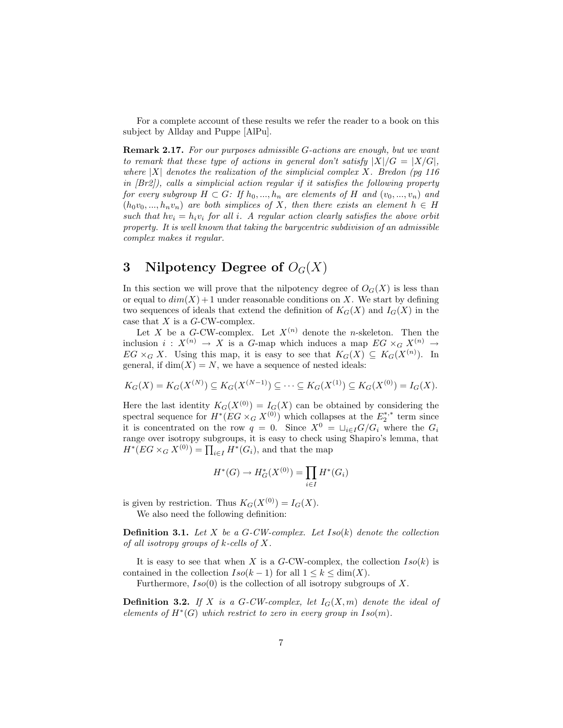For a complete account of these results we refer the reader to a book on this subject by Allday and Puppe [AlPu].

**Remark 2.17.** *For our purposes admissible $G$-actions are enough, but we want to remark that these type of actions in general don't satisfy $|X|/G = |X/G|$, where $|X|$ denotes the realization of the simplicial complex $X$. Bredon (pg 116 in [Br2]), calls a simplicial action regular if it satisfies the following property for every subgroup $H \subset G$: If $h_0, ..., h_n$ are elements of $H$ and $(v_0, ..., v_n)$ and $(h_0v_0, ..., h_nv_n)$ are both simplices of $X$, then there exists an element $h \in H$ such that $hv_i = h_iv_i$ for all $i$. A regular action clearly satisfies the above orbit property. It is well known that taking the barycentric subdivision of an admissible complex makes it regular.*

# 3 Nilpotency Degree of $O_G(X)$

In this section we will prove that the nilpotency degree of $O_G(X)$ is less than or equal to $dim(X)+1$ under reasonable conditions on $X$. We start by defining two sequences of ideals that extend the definition of $K_G(X)$ and $I_G(X)$ in the case that $X$ is a $G$-CW-complex.

Let $X$ be a $G$-CW-complex. Let $X^{(n)}$ denote the $n$-skeleton. Then the inclusion $i : X^{(n)} \to X$ is a $G$-map which induces a map $EG \times_G X^{(n)} \to EG \times_G X$. Using this map, it is easy to see that $K_G(X) \subseteq K_G(X^{(n)})$. In general, if $\dim(X) = N$, we have a sequence of nested ideals:

$$K_G(X) = K_G(X^{(N)}) \subseteq K_G(X^{(N-1)}) \subseteq \cdots \subseteq K_G(X^{(1)}) \subseteq K_G(X^{(0)}) = I_G(X).$$

Here the last identity $K_G(X^{(0)}) = I_G(X)$ can be obtained by considering the spectral sequence for $H^*(EG \times_G X^{(0)})$ which collapses at the $E_2^{*,*}$ term since it is concentrated on the row $q = 0$. Since $X^0 = \sqcup_{i \in I} G/G_i$ where the $G_i$ range over isotropy subgroups, it is easy to check using Shapiro's lemma, that $H^*(EG \times_G X^{(0)}) = \prod_{i \in I} H^*(G_i)$, and that the map

$$H^*(G) \to H^*_G(X^{(0)}) = \prod_{i \in I} H^*(G_i)$$

is given by restriction. Thus $K_G(X^{(0)}) = I_G(X)$.

We also need the following definition:

**Definition 3.1.** *Let $X$ be a $G$-CW-complex. Let $Iso(k)$ denote the collection of all isotropy groups of $k$-cells of $X$.*

It is easy to see that when $X$ is a $G$-CW-complex, the collection $Iso(k)$ is contained in the collection $Iso(k-1)$ for all $1 \leq k \leq \dim(X)$.

Furthermore, $Iso(0)$ is the collection of all isotropy subgroups of $X$.

**Definition 3.2.** *If $X$ is a $G$-CW-complex, let $I_G(X, m)$ denote the ideal of elements of $H^*(G)$ which restrict to zero in every group in $Iso(m)$.*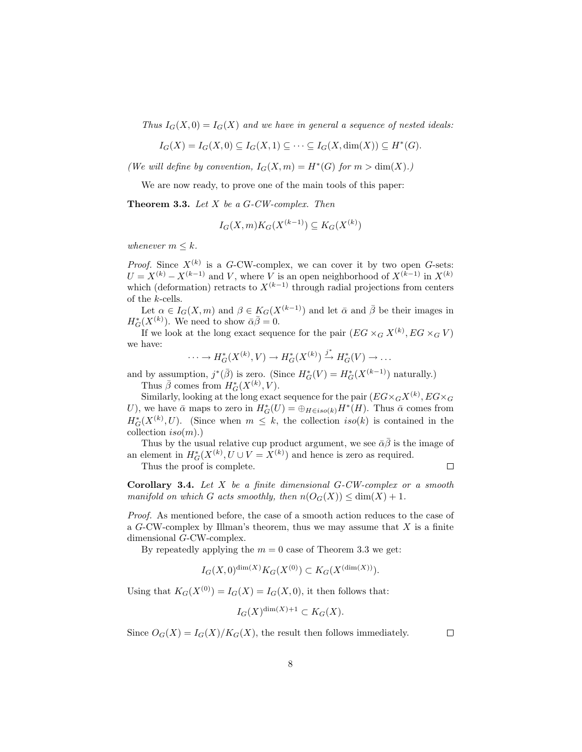*Thus $I_G(X,0) = I_G(X)$ and we have in general a sequence of nested ideals:*

$$I_G(X) = I_G(X,0) \subseteq I_G(X,1) \subseteq \cdots \subseteq I_G(X,\dim(X)) \subseteq H^*(G).$$

*(We will define by convention, $I_G(X,m) = H^*(G)$ for $m > \dim(X)$.)*

We are now ready, to prove one of the main tools of this paper:

**Theorem 3.3.** *Let $X$ be a $G$-CW-complex. Then*

$$I_G(X,m)K_G(X^{(k-1)}) \subseteq K_G(X^{(k)})$$

*whenever $m \leq k$.*

*Proof.* Since $X^{(k)}$ is a $G$-CW-complex, we can cover it by two open $G$-sets: $U = X^{(k)} - X^{(k-1)}$ and $V$, where $V$ is an open neighborhood of $X^{(k-1)}$ in $X^{(k)}$ which (deformation) retracts to $X^{(k-1)}$ through radial projections from centers of the $k$-cells.

Let $\alpha \in I_G(X,m)$ and $\beta \in K_G(X^{(k-1)})$ and let $\bar{\alpha}$ and $\bar{\beta}$ be their images in $H^*_G(X^{(k)})$. We need to show $\bar{\alpha}\bar{\beta} = 0$.

If we look at the long exact sequence for the pair $(EG \times_G X^{(k)}, EG \times_G V)$ we have:

$$\cdots \to H^*_G(X^{(k)}, V) \to H^*_G(X^{(k)}) \xrightarrow{j^*} H^*_G(V) \to \ldots$$

and by assumption, $j^*(\bar{\beta})$ is zero. (Since $H^*_G(V) = H^*_G(X^{(k-1)})$ naturally.)

Thus $\bar{\beta}$ comes from $H^*_G(X^{(k)}, V)$.

Similarly, looking at the long exact sequence for the pair $(EG \times_G X^{(k)}, EG \times_G U)$, we have $\bar{\alpha}$ maps to zero in $H^*_G(U) = \oplus_{H \in iso(k)} H^*(H)$. Thus $\bar{\alpha}$ comes from $H^*_G(X^{(k)}, U)$. (Since when $m \leq k$, the collection $iso(k)$ is contained in the collection $iso(m)$.)

Thus by the usual relative cup product argument, we see $\bar{\alpha}\bar{\beta}$ is the image of an element in $H^*_G(X^{(k)}, U \cup V = X^{(k)})$ and hence is zero as required.

Thus the proof is complete. $\square$

**Corollary 3.4.** *Let $X$ be a finite dimensional $G$-CW-complex or a smooth manifold on which $G$ acts smoothly, then $n(O_G(X)) \leq \dim(X) + 1$.*

*Proof.* As mentioned before, the case of a smooth action reduces to the case of a $G$-CW-complex by Illman's theorem, thus we may assume that $X$ is a finite dimensional $G$-CW-complex.

By repeatedly applying the $m = 0$ case of Theorem 3.3 we get:

$$I_G(X,0)^{\dim(X)} K_G(X^{(0)}) \subset K_G(X^{(\dim(X))}).$$

Using that $K_G(X^{(0)}) = I_G(X) = I_G(X,0)$, it then follows that:

$$I_G(X)^{\dim(X)+1} \subset K_G(X).$$

Since $O_G(X) = I_G(X)/K_G(X)$, the result then follows immediately. $\square$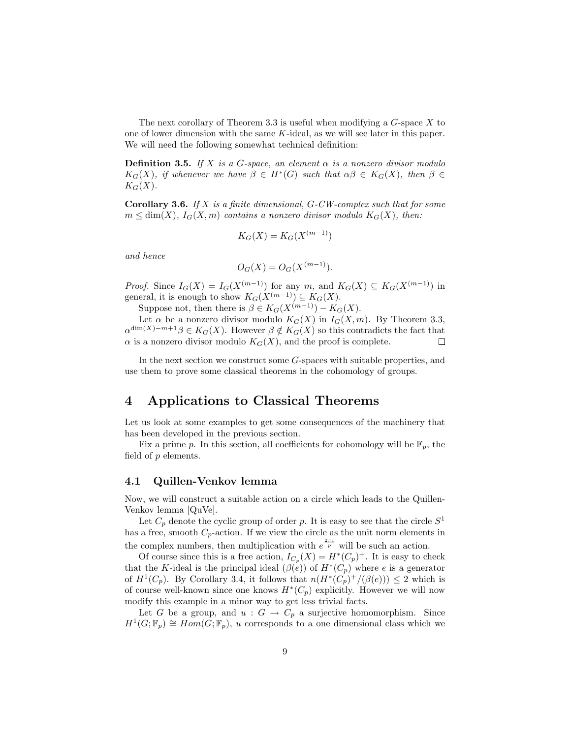The next corollary of Theorem 3.3 is useful when modifying a $G$-space $X$ to one of lower dimension with the same $K$-ideal, as we will see later in this paper. We will need the following somewhat technical definition:

**Definition 3.5.** *If $X$ is a $G$-space, an element $\alpha$ is a nonzero divisor modulo $K_G(X)$, if whenever we have $\beta \in H^*(G)$ such that $\alpha\beta \in K_G(X)$, then $\beta \in K_G(X)$.*

**Corollary 3.6.** *If $X$ is a finite dimensional, $G$-CW-complex such that for some $m \leq \dim(X)$, $I_G(X, m)$ contains a nonzero divisor modulo $K_G(X)$, then:*

$$K_G(X) = K_G(X^{(m-1)})$$

*and hence*

$$O_G(X) = O_G(X^{(m-1)}).$$

*Proof.* Since $I_G(X) = I_G(X^{(m-1)})$ for any $m$, and $K_G(X) \subseteq K_G(X^{(m-1)})$ in general, it is enough to show $K_G(X^{(m-1)}) \subseteq K_G(X)$.

Suppose not, then there is $\beta \in K_G(X^{(m-1)}) - K_G(X)$.

Let $\alpha$ be a nonzero divisor modulo $K_G(X)$ in $I_G(X, m)$. By Theorem 3.3, $\alpha^{\dim(X)-m+1}\beta \in K_G(X)$. However $\beta \notin K_G(X)$ so this contradicts the fact that $\alpha$ is a nonzero divisor modulo $K_G(X)$, and the proof is complete. □

In the next section we construct some $G$-spaces with suitable properties, and use them to prove some classical theorems in the cohomology of groups.

# 4 Applications to Classical Theorems

Let us look at some examples to get some consequences of the machinery that has been developed in the previous section.

Fix a prime $p$. In this section, all coefficients for cohomology will be $\mathbb{F}_p$, the field of $p$ elements.

## 4.1 Quillen-Venkov lemma

Now, we will construct a suitable action on a circle which leads to the Quillen-Venkov lemma [QuVe].

Let $C_p$ denote the cyclic group of order $p$. It is easy to see that the circle $S^1$ has a free, smooth $C_p$-action. If we view the circle as the unit norm elements in the complex numbers, then multiplication with $e^{\frac{2\pi i}{p}}$ will be such an action.

Of course since this is a free action, $I_{C_p}(X) = H^*(C_p)^+$. It is easy to check that the $K$-ideal is the principal ideal $(\beta(e))$ of $H^*(C_p)$ where $e$ is a generator of $H^1(C_p)$. By Corollary 3.4, it follows that $n(H^*(C_p)^+/(\beta(e))) \leq 2$ which is of course well-known since one knows $H^*(C_p)$ explicitly. However we will now modify this example in a minor way to get less trivial facts.

Let $G$ be a group, and $u : G \to C_p$ a surjective homomorphism. Since $H^1(G; \mathbb{F}_p) \cong Hom(G; \mathbb{F}_p)$, $u$ corresponds to a one dimensional class which we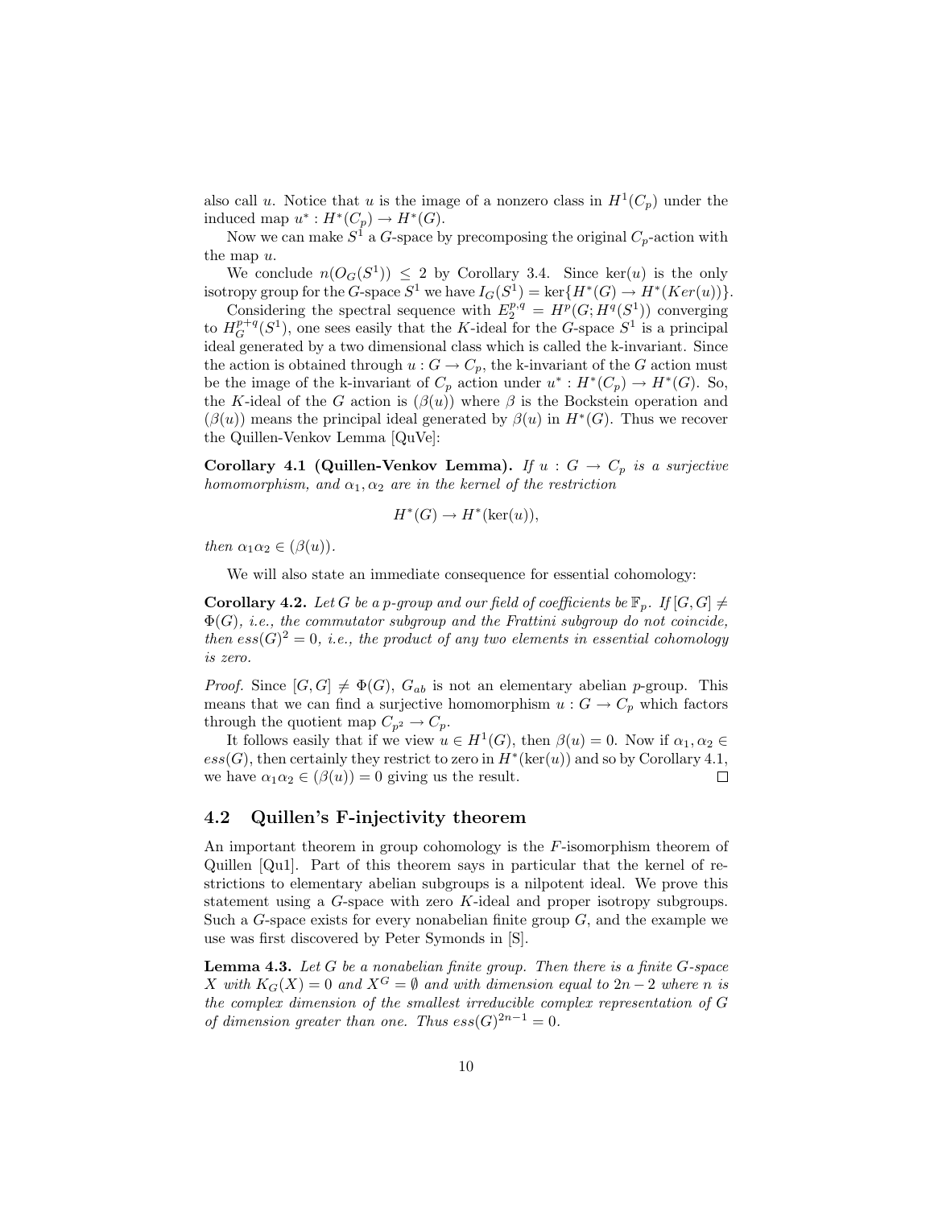also call $u$. Notice that $u$ is the image of a nonzero class in $H^1(C_p)$ under the induced map $u^* : H^*(C_p) \to H^*(G)$.

Now we can make $S^1$ a $G$-space by precomposing the original $C_p$-action with the map $u$.

We conclude $n(O_G(S^1)) \leq 2$ by Corollary 3.4. Since $\ker(u)$ is the only isotropy group for the $G$-space $S^1$ we have $I_G(S^1) = \ker\{H^*(G) \to H^*(Ker(u))\}$.

Considering the spectral sequence with $E_2^{p,q} = H^p(G; H^q(S^1))$ converging to $H_G^{p+q}(S^1)$, one sees easily that the $K$-ideal for the $G$-space $S^1$ is a principal ideal generated by a two dimensional class which is called the k-invariant. Since the action is obtained through $u : G \to C_p$, the k-invariant of the $G$ action must be the image of the k-invariant of $C_p$ action under $u^* : H^*(C_p) \to H^*(G)$. So, the $K$-ideal of the $G$ action is $(\beta(u))$ where $\beta$ is the Bockstein operation and $(\beta(u))$ means the principal ideal generated by $\beta(u)$ in $H^*(G)$. Thus we recover the Quillen-Venkov Lemma [QuVe]:

**Corollary 4.1 (Quillen-Venkov Lemma).** *If $u : G \to C_p$ is a surjective homomorphism, and $\alpha_1, \alpha_2$ are in the kernel of the restriction*

$$H^*(G) \to H^*(\ker(u)),$$

*then $\alpha_1\alpha_2 \in (\beta(u))$.*

We will also state an immediate consequence for essential cohomology:

**Corollary 4.2.** *Let $G$ be a $p$-group and our field of coefficients be $\mathbb{F}_p$. If $[G,G] \neq \Phi(G)$, i.e., the commutator subgroup and the Frattini subgroup do not coincide, then $ess(G)^2 = 0$, i.e., the product of any two elements in essential cohomology is zero.*

*Proof.* Since $[G,G] \neq \Phi(G)$, $G_{ab}$ is not an elementary abelian $p$-group. This means that we can find a surjective homomorphism $u : G \to C_p$ which factors through the quotient map $C_{p^2} \to C_p$.

It follows easily that if we view $u \in H^1(G)$, then $\beta(u) = 0$. Now if $\alpha_1, \alpha_2 \in ess(G)$, then certainly they restrict to zero in $H^*(\ker(u))$ and so by Corollary 4.1, we have $\alpha_1\alpha_2 \in (\beta(u)) = 0$ giving us the result. □

## 4.2 Quillen's F-injectivity theorem

An important theorem in group cohomology is the $F$-isomorphism theorem of Quillen [Qu1]. Part of this theorem says in particular that the kernel of restrictions to elementary abelian subgroups is a nilpotent ideal. We prove this statement using a $G$-space with zero $K$-ideal and proper isotropy subgroups. Such a $G$-space exists for every nonabelian finite group $G$, and the example we use was first discovered by Peter Symonds in [S].

**Lemma 4.3.** *Let $G$ be a nonabelian finite group. Then there is a finite $G$-space $X$ with $K_G(X) = 0$ and $X^G = \emptyset$ and with dimension equal to $2n-2$ where $n$ is the complex dimension of the smallest irreducible complex representation of $G$ of dimension greater than one. Thus $ess(G)^{2n-1} = 0$.*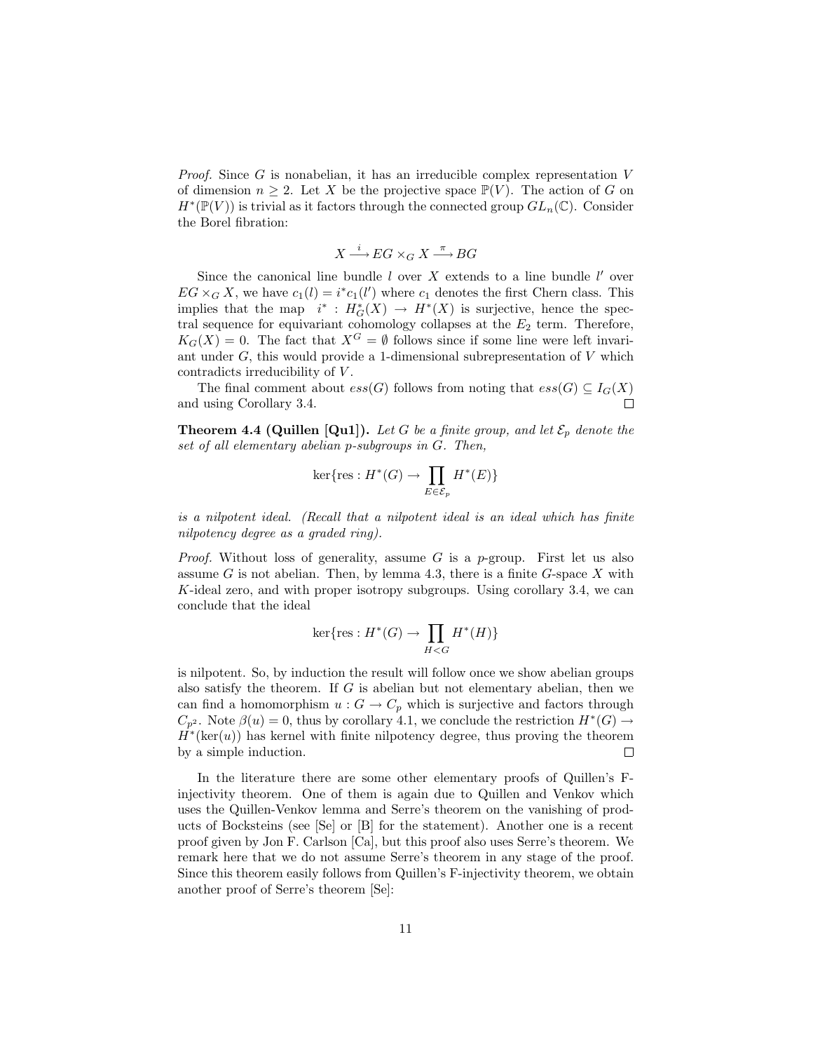*Proof.* Since $G$ is nonabelian, it has an irreducible complex representation $V$ of dimension $n \geq 2$. Let $X$ be the projective space $\mathbb{P}(V)$. The action of $G$ on $H^*(\mathbb{P}(V))$ is trivial as it factors through the connected group $GL_n(\mathbb{C})$. Consider the Borel fibration:

$$X \xrightarrow{i} EG \times_G X \xrightarrow{\pi} BG$$

Since the canonical line bundle $l$ over $X$ extends to a line bundle $l'$ over $EG \times_G X$, we have $c_1(l) = i^* c_1(l')$ where $c_1$ denotes the first Chern class. This implies that the map $i^* : H^*_G(X) \to H^*(X)$ is surjective, hence the spectral sequence for equivariant cohomology collapses at the $E_2$ term. Therefore, $K_G(X) = 0$. The fact that $X^G = \emptyset$ follows since if some line were left invariant under $G$, this would provide a 1-dimensional subrepresentation of $V$ which contradicts irreducibility of $V$.

The final comment about $ess(G)$ follows from noting that $ess(G) \subseteq I_G(X)$ and using Corollary 3.4. $\square$

**Theorem 4.4 (Quillen [Qu1]).** *Let $G$ be a finite group, and let $\mathcal{E}_p$ denote the set of all elementary abelian $p$-subgroups in $G$. Then,*

$$\ker\{\text{res} : H^*(G) \to \prod_{E \in \mathcal{E}_p} H^*(E)\}$$

*is a nilpotent ideal. (Recall that a nilpotent ideal is an ideal which has finite nilpotency degree as a graded ring).*

*Proof.* Without loss of generality, assume $G$ is a $p$-group. First let us also assume $G$ is not abelian. Then, by lemma 4.3, there is a finite $G$-space $X$ with $K$-ideal zero, and with proper isotropy subgroups. Using corollary 3.4, we can conclude that the ideal

$$\ker\{\text{res} : H^*(G) \to \prod_{H < G} H^*(H)\}$$

is nilpotent. So, by induction the result will follow once we show abelian groups also satisfy the theorem. If $G$ is abelian but not elementary abelian, then we can find a homomorphism $u : G \to C_p$ which is surjective and factors through $C_{p^2}$. Note $\beta(u) = 0$, thus by corollary 4.1, we conclude the restriction $H^*(G) \to H^*(\ker(u))$ has kernel with finite nilpotency degree, thus proving the theorem by a simple induction. $\square$

In the literature there are some other elementary proofs of Quillen's F-injectivity theorem. One of them is again due to Quillen and Venkov which uses the Quillen-Venkov lemma and Serre's theorem on the vanishing of products of Bocksteins (see [Se] or [B] for the statement). Another one is a recent proof given by Jon F. Carlson [Ca], but this proof also uses Serre's theorem. We remark here that we do not assume Serre's theorem in any stage of the proof. Since this theorem easily follows from Quillen's F-injectivity theorem, we obtain another proof of Serre's theorem [Se]: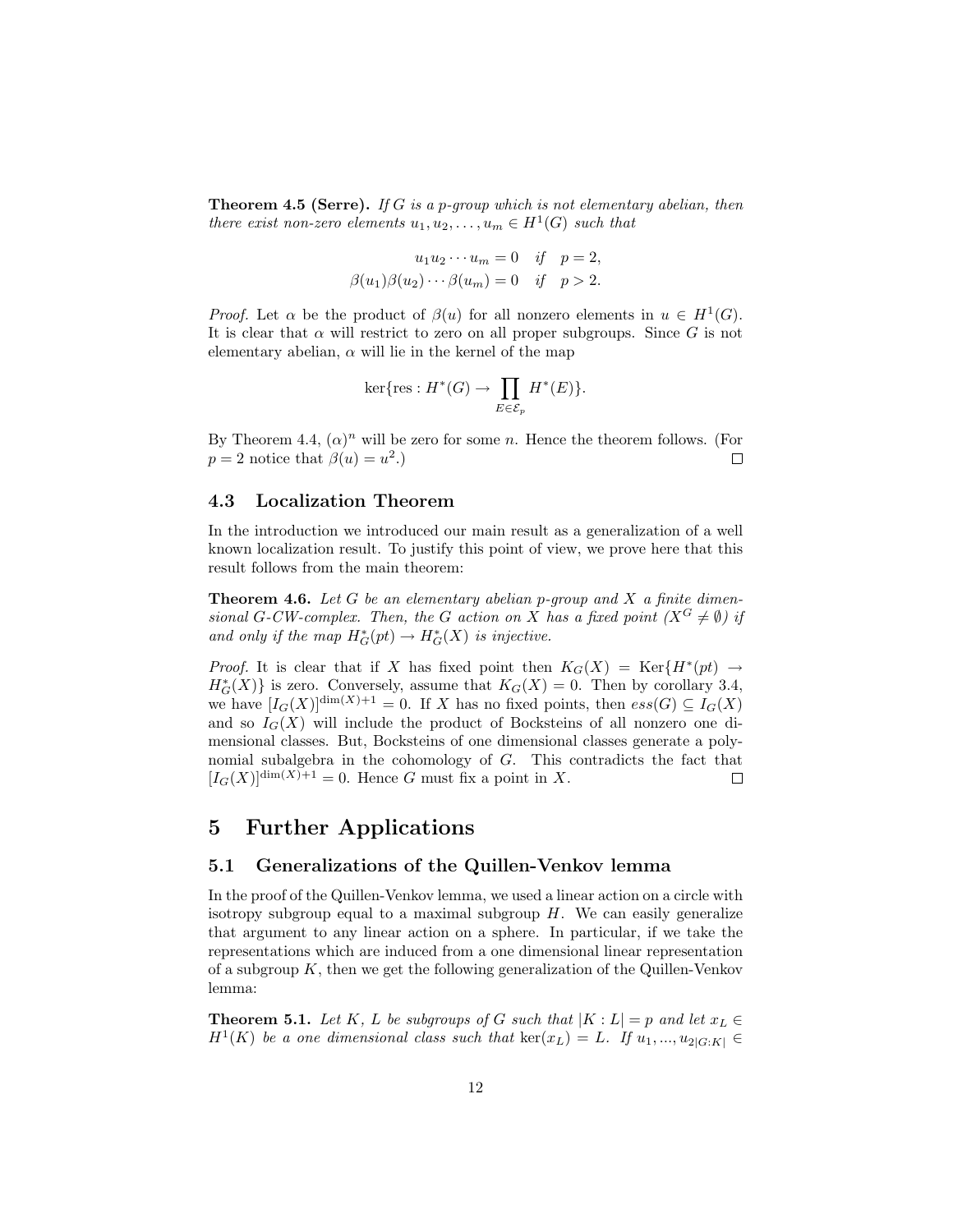**Theorem 4.5 (Serre).** *If $G$ is a $p$-group which is not elementary abelian, then there exist non-zero elements $u_1, u_2, \dots, u_m \in H^1(G)$ such that*

$$u_1 u_2 \cdots u_m = 0 \quad \text{if} \quad p = 2,$$
$$\beta(u_1)\beta(u_2)\cdots\beta(u_m) = 0 \quad \text{if} \quad p > 2.$$

*Proof.* Let $\alpha$ be the product of $\beta(u)$ for all nonzero elements in $u \in H^1(G)$. It is clear that $\alpha$ will restrict to zero on all proper subgroups. Since $G$ is not elementary abelian, $\alpha$ will lie in the kernel of the map

$$\ker\{\text{res} : H^*(G) \to \prod_{E \in \mathcal{E}_p} H^*(E)\}.$$

By Theorem 4.4, $(\alpha)^n$ will be zero for some $n$. Hence the theorem follows. (For $p = 2$ notice that $\beta(u) = u^2$.) □

### 4.3 Localization Theorem

In the introduction we introduced our main result as a generalization of a well known localization result. To justify this point of view, we prove here that this result follows from the main theorem:

**Theorem 4.6.** *Let $G$ be an elementary abelian $p$-group and $X$ a finite dimensional $G$-CW-complex. Then, the $G$ action on $X$ has a fixed point ($X^G \neq \emptyset$) if and only if the map $H^*_G(pt) \to H^*_G(X)$ is injective.*

*Proof.* It is clear that if $X$ has fixed point then $K_G(X) = \text{Ker}\{H^*(pt) \to H^*_G(X)\}$ is zero. Conversely, assume that $K_G(X) = 0$. Then by corollary 3.4, we have $[I_G(X)]^{\dim(X)+1} = 0$. If $X$ has no fixed points, then $ess(G) \subseteq I_G(X)$ and so $I_G(X)$ will include the product of Bocksteins of all nonzero one dimensional classes. But, Bocksteins of one dimensional classes generate a polynomial subalgebra in the cohomology of $G$. This contradicts the fact that $[I_G(X)]^{\dim(X)+1} = 0$. Hence $G$ must fix a point in $X$. □

## 5 Further Applications

### 5.1 Generalizations of the Quillen-Venkov lemma

In the proof of the Quillen-Venkov lemma, we used a linear action on a circle with isotropy subgroup equal to a maximal subgroup $H$. We can easily generalize that argument to any linear action on a sphere. In particular, if we take the representations which are induced from a one dimensional linear representation of a subgroup $K$, then we get the following generalization of the Quillen-Venkov lemma:

**Theorem 5.1.** *Let $K$, $L$ be subgroups of $G$ such that $|K : L| = p$ and let $x_L \in H^1(K)$ be a one dimensional class such that $\ker(x_L) = L$. If $u_1, ..., u_{2|G:K|} \in$*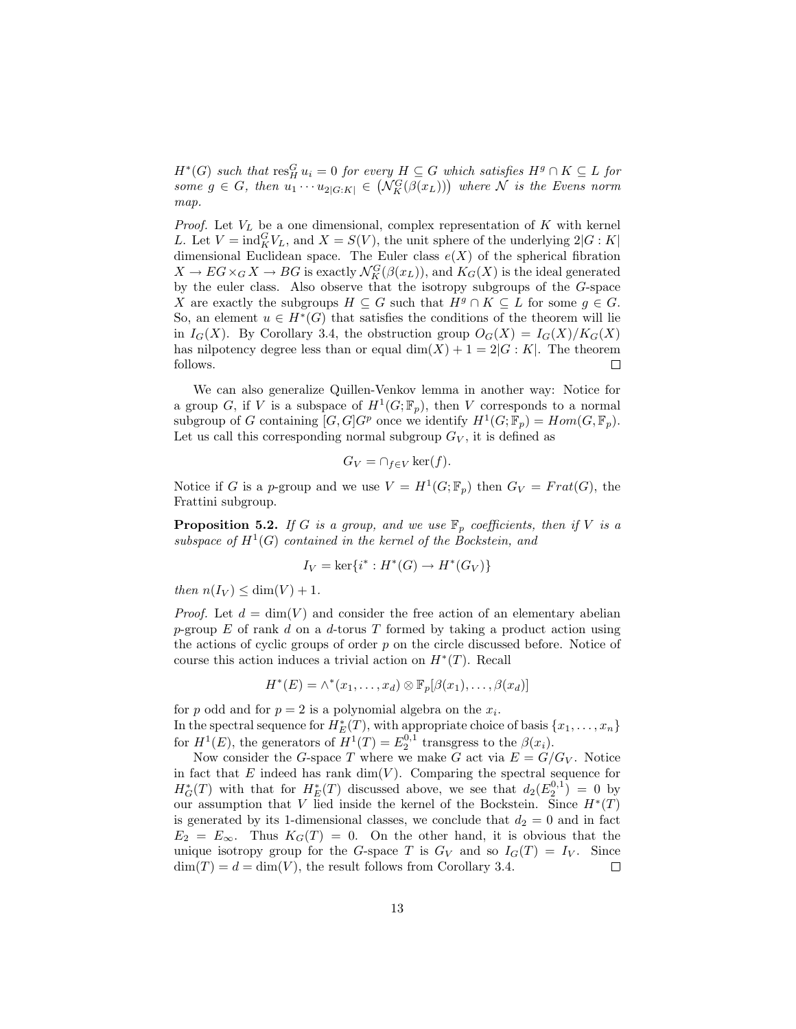*$H^*(G)$ such that $\mathrm{res}^G_H\, u_i = 0$ for every $H \subseteq G$ which satisfies $H^g \cap K \subseteq L$ for some $g \in G$, then $u_1 \cdots u_{2|G:K|} \in \left(\mathcal{N}^G_K(\beta(x_L))\right)$ where $\mathcal{N}$ is the Evens norm map.*

*Proof.* Let $V_L$ be a one dimensional, complex representation of $K$ with kernel $L$. Let $V = \mathrm{ind}^G_K V_L$, and $X = S(V)$, the unit sphere of the underlying $2|G : K|$ dimensional Euclidean space. The Euler class $e(X)$ of the spherical fibration $X \to EG \times_G X \to BG$ is exactly $\mathcal{N}^G_K(\beta(x_L))$, and $K_G(X)$ is the ideal generated by the euler class. Also observe that the isotropy subgroups of the $G$-space $X$ are exactly the subgroups $H \subseteq G$ such that $H^g \cap K \subseteq L$ for some $g \in G$. So, an element $u \in H^*(G)$ that satisfies the conditions of the theorem will lie in $I_G(X)$. By Corollary 3.4, the obstruction group $O_G(X) = I_G(X)/K_G(X)$ has nilpotency degree less than or equal $\dim(X) + 1 = 2|G : K|$. The theorem follows. □

We can also generalize Quillen-Venkov lemma in another way: Notice for a group $G$, if $V$ is a subspace of $H^1(G; \mathbb{F}_p)$, then $V$ corresponds to a normal subgroup of $G$ containing $[G, G]G^p$ once we identify $H^1(G; \mathbb{F}_p) = Hom(G, \mathbb{F}_p)$. Let us call this corresponding normal subgroup $G_V$, it is defined as

$$G_V = \cap_{f \in V} \ker(f).$$

Notice if $G$ is a $p$-group and we use $V = H^1(G; \mathbb{F}_p)$ then $G_V = Frat(G)$, the Frattini subgroup.

**Proposition 5.2.** *If $G$ is a group, and we use $\mathbb{F}_p$ coefficients, then if $V$ is a subspace of $H^1(G)$ contained in the kernel of the Bockstein, and*

$$I_V = \ker\{i^* : H^*(G) \to H^*(G_V)\}$$

*then $n(I_V) \leq \dim(V) + 1$.*

*Proof.* Let $d = \dim(V)$ and consider the free action of an elementary abelian $p$-group $E$ of rank $d$ on a $d$-torus $T$ formed by taking a product action using the actions of cyclic groups of order $p$ on the circle discussed before. Notice of course this action induces a trivial action on $H^*(T)$. Recall

$$H^*(E) = \wedge^*(x_1, \ldots, x_d) \otimes \mathbb{F}_p[\beta(x_1), \ldots, \beta(x_d)]$$

for $p$ odd and for $p = 2$ is a polynomial algebra on the $x_i$.
In the spectral sequence for $H^*_E(T)$, with appropriate choice of basis $\{x_1, \ldots, x_n\}$ for $H^1(E)$, the generators of $H^1(T) = E_2^{0,1}$ transgress to the $\beta(x_i)$.

Now consider the $G$-space $T$ where we make $G$ act via $E = G/G_V$. Notice in fact that $E$ indeed has rank $\dim(V)$. Comparing the spectral sequence for $H^*_G(T)$ with that for $H^*_E(T)$ discussed above, we see that $d_2(E_2^{0,1}) = 0$ by our assumption that $V$ lied inside the kernel of the Bockstein. Since $H^*(T)$ is generated by its 1-dimensional classes, we conclude that $d_2 = 0$ and in fact $E_2 = E_\infty$. Thus $K_G(T) = 0$. On the other hand, it is obvious that the unique isotropy group for the $G$-space $T$ is $G_V$ and so $I_G(T) = I_V$. Since $\dim(T) = d = \dim(V)$, the result follows from Corollary 3.4. □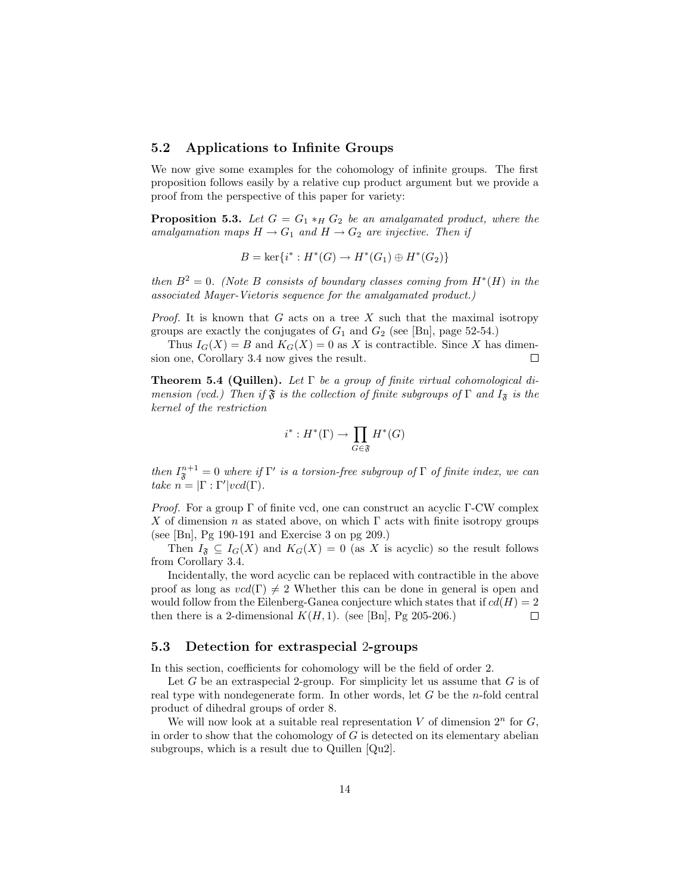## 5.2 Applications to Infinite Groups

We now give some examples for the cohomology of infinite groups. The first proposition follows easily by a relative cup product argument but we provide a proof from the perspective of this paper for variety:

**Proposition 5.3.** *Let $G = G_1 *_H G_2$ be an amalgamated product, where the amalgamation maps $H \to G_1$ and $H \to G_2$ are injective. Then if*

$$B = \ker\{i^* : H^*(G) \to H^*(G_1) \oplus H^*(G_2)\}$$

*then $B^2 = 0$. (Note $B$ consists of boundary classes coming from $H^*(H)$ in the associated Mayer-Vietoris sequence for the amalgamated product.)*

*Proof.* It is known that $G$ acts on a tree $X$ such that the maximal isotropy groups are exactly the conjugates of $G_1$ and $G_2$ (see [Bn], page 52-54.)

Thus $I_G(X) = B$ and $K_G(X) = 0$ as $X$ is contractible. Since $X$ has dimension one, Corollary 3.4 now gives the result. ∎

**Theorem 5.4 (Quillen).** *Let $\Gamma$ be a group of finite virtual cohomological dimension (vcd.) Then if $\mathfrak{F}$ is the collection of finite subgroups of $\Gamma$ and $I_{\mathfrak{F}}$ is the kernel of the restriction*

$$i^* : H^*(\Gamma) \to \prod_{G \in \mathfrak{F}} H^*(G)$$

*then $I_{\mathfrak{F}}^{n+1} = 0$ where if $\Gamma'$ is a torsion-free subgroup of $\Gamma$ of finite index, we can take $n = |\Gamma : \Gamma'| vcd(\Gamma)$.*

*Proof.* For a group $\Gamma$ of finite vcd, one can construct an acyclic $\Gamma$-CW complex $X$ of dimension $n$ as stated above, on which $\Gamma$ acts with finite isotropy groups (see [Bn], Pg 190-191 and Exercise 3 on pg 209.)

Then $I_{\mathfrak{F}} \subseteq I_G(X)$ and $K_G(X) = 0$ (as $X$ is acyclic) so the result follows from Corollary 3.4.

Incidentally, the word acyclic can be replaced with contractible in the above proof as long as $vcd(\Gamma) \neq 2$ Whether this can be done in general is open and would follow from the Eilenberg-Ganea conjecture which states that if $cd(H) = 2$ then there is a 2-dimensional $K(H, 1)$. (see [Bn], Pg 205-206.) ∎

## 5.3 Detection for extraspecial 2-groups

In this section, coefficients for cohomology will be the field of order 2.

Let $G$ be an extraspecial 2-group. For simplicity let us assume that $G$ is of real type with nondegenerate form. In other words, let $G$ be the $n$-fold central product of dihedral groups of order 8.

We will now look at a suitable real representation $V$ of dimension $2^n$ for $G$, in order to show that the cohomology of $G$ is detected on its elementary abelian subgroups, which is a result due to Quillen [Qu2].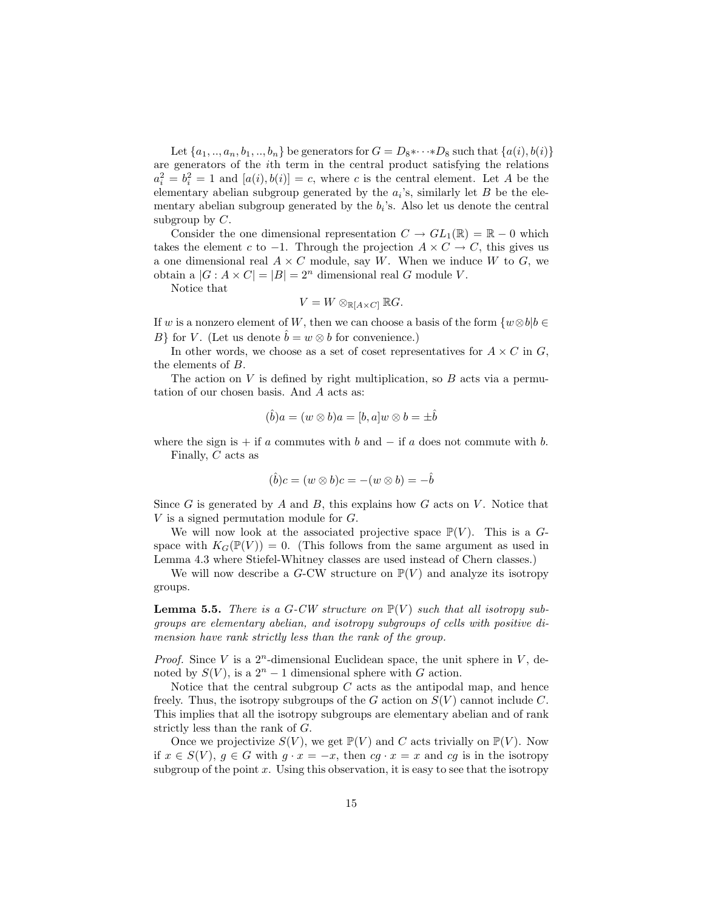Let $\{a_1, .., a_n, b_1, .., b_n\}$ be generators for $G = D_8 * \cdots * D_8$ such that $\{a(i), b(i)\}$ are generators of the $i$th term in the central product satisfying the relations $a_i^2 = b_i^2 = 1$ and $[a(i), b(i)] = c$, where $c$ is the central element. Let $A$ be the elementary abelian subgroup generated by the $a_i$'s, similarly let $B$ be the elementary abelian subgroup generated by the $b_i$'s. Also let us denote the central subgroup by $C$.

Consider the one dimensional representation $C \to GL_1(\mathbb{R}) = \mathbb{R} - 0$ which takes the element $c$ to $-1$. Through the projection $A \times C \to C$, this gives us a one dimensional real $A \times C$ module, say $W$. When we induce $W$ to $G$, we obtain a $|G : A \times C| = |B| = 2^n$ dimensional real $G$ module $V$.

Notice that

$$V = W \otimes_{\mathbb{R}[A \times C]} \mathbb{R}G.$$

If $w$ is a nonzero element of $W$, then we can choose a basis of the form $\{w \otimes b | b \in B\}$ for $V$. (Let us denote $\hat{b} = w \otimes b$ for convenience.)

In other words, we choose as a set of coset representatives for $A \times C$ in $G$, the elements of $B$.

The action on $V$ is defined by right multiplication, so $B$ acts via a permutation of our chosen basis. And $A$ acts as:

$$(\hat{b})a = (w \otimes b)a = [b, a]w \otimes b = \pm \hat{b}$$

where the sign is $+$ if $a$ commutes with $b$ and $-$ if $a$ does not commute with $b$.

Finally, $C$ acts as

$$(\hat{b})c = (w \otimes b)c = -(w \otimes b) = -\hat{b}$$

Since $G$ is generated by $A$ and $B$, this explains how $G$ acts on $V$. Notice that $V$ is a signed permutation module for $G$.

We will now look at the associated projective space $\mathbb{P}(V)$. This is a $G$-space with $K_G(\mathbb{P}(V)) = 0$. (This follows from the same argument as used in Lemma 4.3 where Stiefel-Whitney classes are used instead of Chern classes.)

We will now describe a $G$-CW structure on $\mathbb{P}(V)$ and analyze its isotropy groups.

**Lemma 5.5.** *There is a $G$-CW structure on $\mathbb{P}(V)$ such that all isotropy subgroups are elementary abelian, and isotropy subgroups of cells with positive dimension have rank strictly less than the rank of the group.*

*Proof.* Since $V$ is a $2^n$-dimensional Euclidean space, the unit sphere in $V$, denoted by $S(V)$, is a $2^n - 1$ dimensional sphere with $G$ action.

Notice that the central subgroup $C$ acts as the antipodal map, and hence freely. Thus, the isotropy subgroups of the $G$ action on $S(V)$ cannot include $C$. This implies that all the isotropy subgroups are elementary abelian and of rank strictly less than the rank of $G$.

Once we projectivize $S(V)$, we get $\mathbb{P}(V)$ and $C$ acts trivially on $\mathbb{P}(V)$. Now if $x \in S(V)$, $g \in G$ with $g \cdot x = -x$, then $cg \cdot x = x$ and $cg$ is in the isotropy subgroup of the point $x$. Using this observation, it is easy to see that the isotropy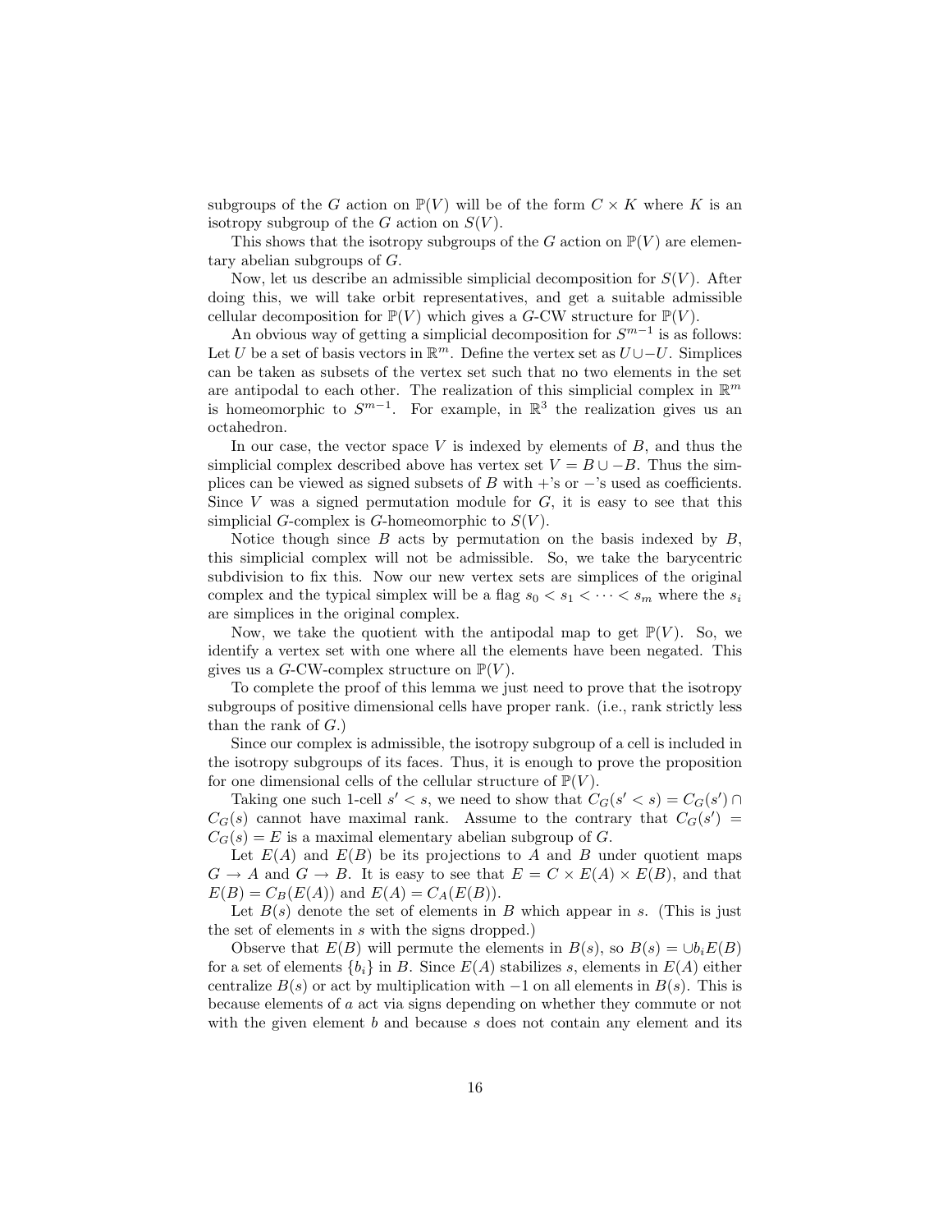subgroups of the $G$ action on $\mathbb{P}(V)$ will be of the form $C \times K$ where $K$ is an isotropy subgroup of the $G$ action on $S(V)$.

This shows that the isotropy subgroups of the $G$ action on $\mathbb{P}(V)$ are elementary abelian subgroups of $G$.

Now, let us describe an admissible simplicial decomposition for $S(V)$. After doing this, we will take orbit representatives, and get a suitable admissible cellular decomposition for $\mathbb{P}(V)$ which gives a $G$-CW structure for $\mathbb{P}(V)$.

An obvious way of getting a simplicial decomposition for $S^{m-1}$ is as follows: Let $U$ be a set of basis vectors in $\mathbb{R}^m$. Define the vertex set as $U \cup -U$. Simplices can be taken as subsets of the vertex set such that no two elements in the set are antipodal to each other. The realization of this simplicial complex in $\mathbb{R}^m$ is homeomorphic to $S^{m-1}$. For example, in $\mathbb{R}^3$ the realization gives us an octahedron.

In our case, the vector space $V$ is indexed by elements of $B$, and thus the simplicial complex described above has vertex set $V = B \cup -B$. Thus the simplices can be viewed as signed subsets of $B$ with $+$'s or $-$'s used as coefficients. Since $V$ was a signed permutation module for $G$, it is easy to see that this simplicial $G$-complex is $G$-homeomorphic to $S(V)$.

Notice though since $B$ acts by permutation on the basis indexed by $B$, this simplicial complex will not be admissible. So, we take the barycentric subdivision to fix this. Now our new vertex sets are simplices of the original complex and the typical simplex will be a flag $s_0 < s_1 < \cdots < s_m$ where the $s_i$ are simplices in the original complex.

Now, we take the quotient with the antipodal map to get $\mathbb{P}(V)$. So, we identify a vertex set with one where all the elements have been negated. This gives us a $G$-CW-complex structure on $\mathbb{P}(V)$.

To complete the proof of this lemma we just need to prove that the isotropy subgroups of positive dimensional cells have proper rank. (i.e., rank strictly less than the rank of $G$.)

Since our complex is admissible, the isotropy subgroup of a cell is included in the isotropy subgroups of its faces. Thus, it is enough to prove the proposition for one dimensional cells of the cellular structure of $\mathbb{P}(V)$.

Taking one such 1-cell $s' < s$, we need to show that $C_G(s' < s) = C_G(s') \cap C_G(s)$ cannot have maximal rank. Assume to the contrary that $C_G(s') = C_G(s) = E$ is a maximal elementary abelian subgroup of $G$.

Let $E(A)$ and $E(B)$ be its projections to $A$ and $B$ under quotient maps $G \to A$ and $G \to B$. It is easy to see that $E = C \times E(A) \times E(B)$, and that $E(B) = C_B(E(A))$ and $E(A) = C_A(E(B))$.

Let $B(s)$ denote the set of elements in $B$ which appear in $s$. (This is just the set of elements in $s$ with the signs dropped.)

Observe that $E(B)$ will permute the elements in $B(s)$, so $B(s) = \cup b_i E(B)$ for a set of elements $\{b_i\}$ in $B$. Since $E(A)$ stabilizes $s$, elements in $E(A)$ either centralize $B(s)$ or act by multiplication with $-1$ on all elements in $B(s)$. This is because elements of $a$ act via signs depending on whether they commute or not with the given element $b$ and because $s$ does not contain any element and its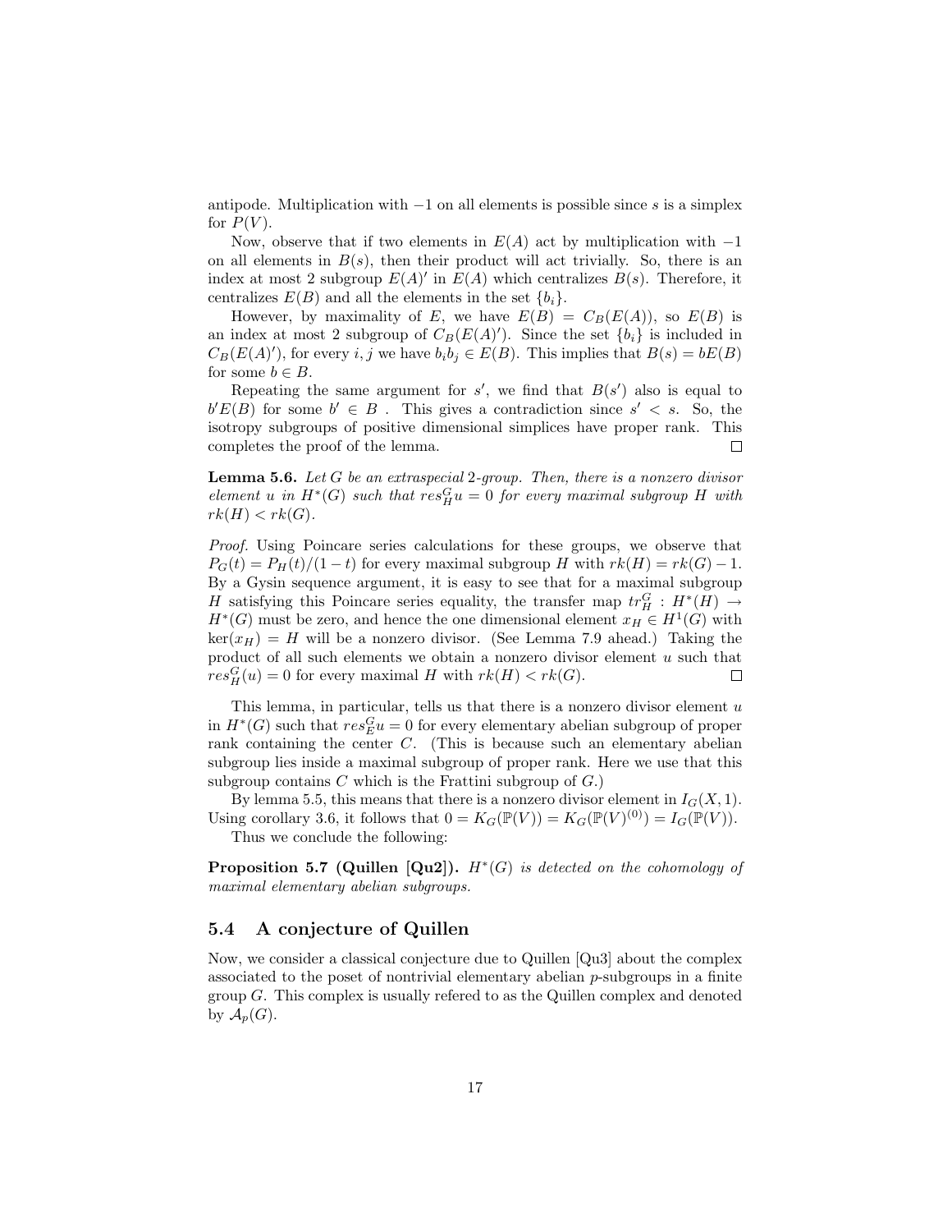antipode. Multiplication with $-1$ on all elements is possible since $s$ is a simplex for $P(V)$.

Now, observe that if two elements in $E(A)$ act by multiplication with $-1$ on all elements in $B(s)$, then their product will act trivially. So, there is an index at most 2 subgroup $E(A)'$ in $E(A)$ which centralizes $B(s)$. Therefore, it centralizes $E(B)$ and all the elements in the set $\{b_i\}$.

However, by maximality of $E$, we have $E(B) = C_B(E(A))$, so $E(B)$ is an index at most 2 subgroup of $C_B(E(A)')$. Since the set $\{b_i\}$ is included in $C_B(E(A)')$, for every $i, j$ we have $b_i b_j \in E(B)$. This implies that $B(s) = bE(B)$ for some $b \in B$.

Repeating the same argument for $s'$, we find that $B(s')$ also is equal to $b'E(B)$ for some $b' \in B$ . This gives a contradiction since $s' < s$. So, the isotropy subgroups of positive dimensional simplices have proper rank. This completes the proof of the lemma. $\square$

**Lemma 5.6.** *Let $G$ be an extraspecial 2-group. Then, there is a nonzero divisor element $u$ in $H^*(G)$ such that $res^G_H u = 0$ for every maximal subgroup $H$ with $rk(H) < rk(G)$.*

*Proof.* Using Poincare series calculations for these groups, we observe that $P_G(t) = P_H(t)/(1-t)$ for every maximal subgroup $H$ with $rk(H) = rk(G) - 1$. By a Gysin sequence argument, it is easy to see that for a maximal subgroup $H$ satisfying this Poincare series equality, the transfer map $tr^G_H : H^*(H) \to H^*(G)$ must be zero, and hence the one dimensional element $x_H \in H^1(G)$ with $\ker(x_H) = H$ will be a nonzero divisor. (See Lemma 7.9 ahead.) Taking the product of all such elements we obtain a nonzero divisor element $u$ such that $res^G_H(u) = 0$ for every maximal $H$ with $rk(H) < rk(G)$. $\square$

This lemma, in particular, tells us that there is a nonzero divisor element $u$ in $H^*(G)$ such that $res^G_E u = 0$ for every elementary abelian subgroup of proper rank containing the center $C$. (This is because such an elementary abelian subgroup lies inside a maximal subgroup of proper rank. Here we use that this subgroup contains $C$ which is the Frattini subgroup of $G$.)

By lemma 5.5, this means that there is a nonzero divisor element in $I_G(X, 1)$. Using corollary 3.6, it follows that $0 = K_G(\mathbb{P}(V)) = K_G(\mathbb{P}(V)^{(0)}) = I_G(\mathbb{P}(V))$.

Thus we conclude the following:

**Proposition 5.7 (Quillen [Qu2]).** *$H^*(G)$ is detected on the cohomology of maximal elementary abelian subgroups.*

## 5.4 A conjecture of Quillen

Now, we consider a classical conjecture due to Quillen [Qu3] about the complex associated to the poset of nontrivial elementary abelian $p$-subgroups in a finite group $G$. This complex is usually refered to as the Quillen complex and denoted by $\mathcal{A}_p(G)$.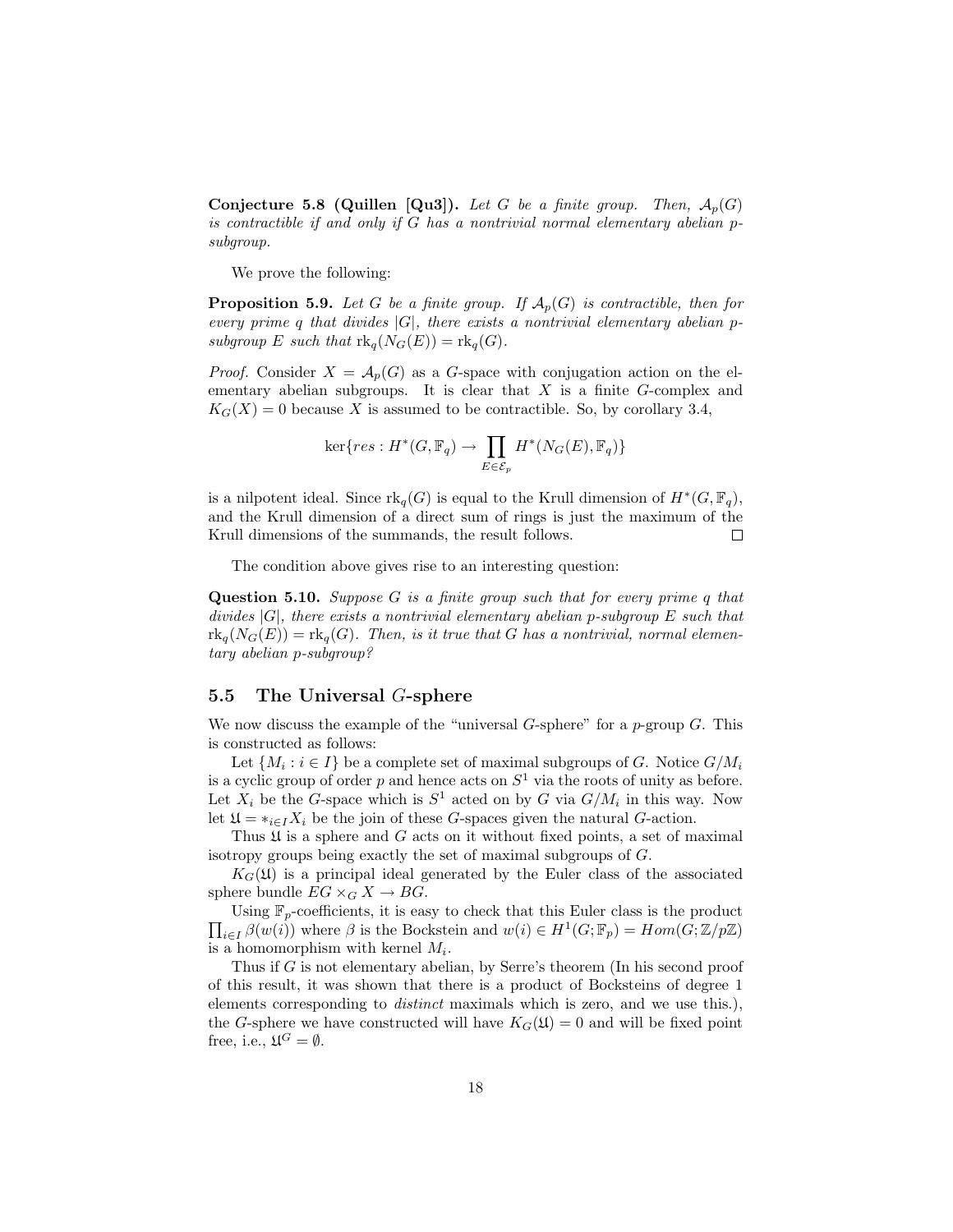**Conjecture 5.8 (Quillen [Qu3]).** *Let $G$ be a finite group. Then, $\mathcal{A}_p(G)$ is contractible if and only if $G$ has a nontrivial normal elementary abelian $p$-subgroup.*

We prove the following:

**Proposition 5.9.** *Let $G$ be a finite group. If $\mathcal{A}_p(G)$ is contractible, then for every prime $q$ that divides $|G|$, there exists a nontrivial elementary abelian $p$-subgroup $E$ such that $\mathrm{rk}_q(N_G(E)) = \mathrm{rk}_q(G)$.*

*Proof.* Consider $X = \mathcal{A}_p(G)$ as a $G$-space with conjugation action on the elementary abelian subgroups. It is clear that $X$ is a finite $G$-complex and $K_G(X) = 0$ because $X$ is assumed to be contractible. So, by corollary 3.4,

$$\ker\{res : H^*(G, \mathbb{F}_q) \to \prod_{E \in \mathcal{E}_p} H^*(N_G(E), \mathbb{F}_q)\}$$

is a nilpotent ideal. Since $\mathrm{rk}_q(G)$ is equal to the Krull dimension of $H^*(G, \mathbb{F}_q)$, and the Krull dimension of a direct sum of rings is just the maximum of the Krull dimensions of the summands, the result follows. $\square$

The condition above gives rise to an interesting question:

**Question 5.10.** *Suppose $G$ is a finite group such that for every prime $q$ that divides $|G|$, there exists a nontrivial elementary abelian $p$-subgroup $E$ such that $\mathrm{rk}_q(N_G(E)) = \mathrm{rk}_q(G)$. Then, is it true that $G$ has a nontrivial, normal elementary abelian $p$-subgroup?*

## 5.5 The Universal $G$-sphere

We now discuss the example of the "universal $G$-sphere" for a $p$-group $G$. This is constructed as follows:

Let $\{M_i : i \in I\}$ be a complete set of maximal subgroups of $G$. Notice $G/M_i$ is a cyclic group of order $p$ and hence acts on $S^1$ via the roots of unity as before. Let $X_i$ be the $G$-space which is $S^1$ acted on by $G$ via $G/M_i$ in this way. Now let $\mathfrak{U} = *_{i \in I} X_i$ be the join of these $G$-spaces given the natural $G$-action.

Thus $\mathfrak{U}$ is a sphere and $G$ acts on it without fixed points, a set of maximal isotropy groups being exactly the set of maximal subgroups of $G$.

$K_G(\mathfrak{U})$ is a principal ideal generated by the Euler class of the associated sphere bundle $EG \times_G X \to BG$.

Using $\mathbb{F}_p$-coefficients, it is easy to check that this Euler class is the product $\prod_{i \in I} \beta(w(i))$ where $\beta$ is the Bockstein and $w(i) \in H^1(G; \mathbb{F}_p) = Hom(G; \mathbb{Z}/p\mathbb{Z})$ is a homomorphism with kernel $M_i$.

Thus if $G$ is not elementary abelian, by Serre's theorem (In his second proof of this result, it was shown that there is a product of Bocksteins of degree 1 elements corresponding to *distinct* maximals which is zero, and we use this.), the $G$-sphere we have constructed will have $K_G(\mathfrak{U}) = 0$ and will be fixed point free, i.e., $\mathfrak{U}^G = \emptyset$.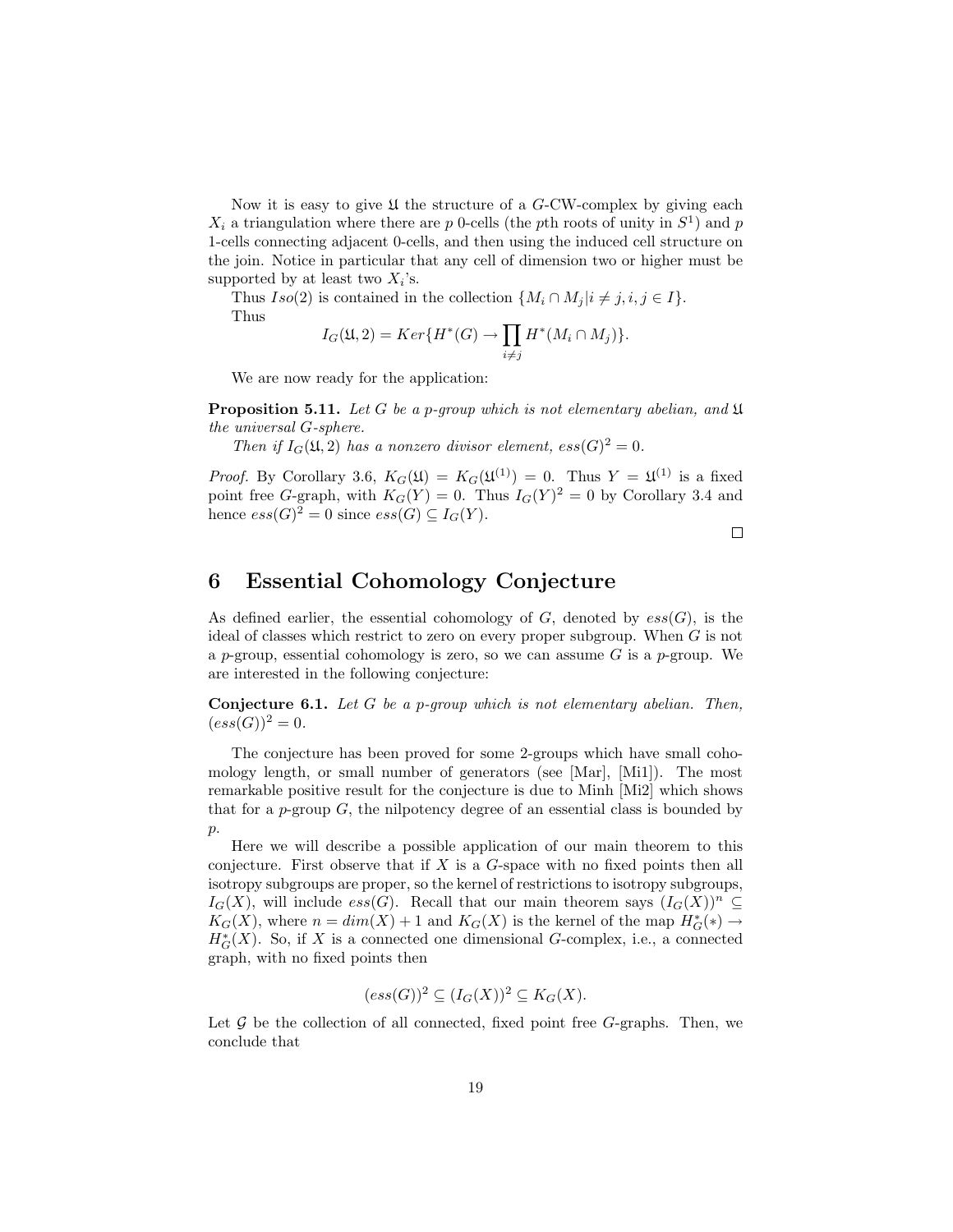Now it is easy to give $\mathfrak{U}$ the structure of a $G$-CW-complex by giving each $X_i$ a triangulation where there are $p$ 0-cells (the $p$th roots of unity in $S^1$) and $p$ 1-cells connecting adjacent 0-cells, and then using the induced cell structure on the join. Notice in particular that any cell of dimension two or higher must be supported by at least two $X_i$'s.

Thus $Iso(2)$ is contained in the collection $\{M_i \cap M_j | i \neq j, i, j \in I\}$.

Thus

$$I_G(\mathfrak{U}, 2) = Ker\{H^*(G) \to \prod_{i \neq j} H^*(M_i \cap M_j)\}.$$

We are now ready for the application:

**Proposition 5.11.** *Let $G$ be a $p$-group which is not elementary abelian, and $\mathfrak{U}$ the universal $G$-sphere.*

*Then if $I_G(\mathfrak{U}, 2)$ has a nonzero divisor element, $ess(G)^2 = 0$.*

*Proof.* By Corollary 3.6, $K_G(\mathfrak{U}) = K_G(\mathfrak{U}^{(1)}) = 0$. Thus $Y = \mathfrak{U}^{(1)}$ is a fixed point free $G$-graph, with $K_G(Y) = 0$. Thus $I_G(Y)^2 = 0$ by Corollary 3.4 and hence $ess(G)^2 = 0$ since $ess(G) \subseteq I_G(Y)$.

□

# 6 Essential Cohomology Conjecture

As defined earlier, the essential cohomology of $G$, denoted by $ess(G)$, is the ideal of classes which restrict to zero on every proper subgroup. When $G$ is not a $p$-group, essential cohomology is zero, so we can assume $G$ is a $p$-group. We are interested in the following conjecture:

**Conjecture 6.1.** *Let $G$ be a $p$-group which is not elementary abelian. Then, $(ess(G))^2 = 0$.*

The conjecture has been proved for some 2-groups which have small cohomology length, or small number of generators (see [Mar], [Mi1]). The most remarkable positive result for the conjecture is due to Minh [Mi2] which shows that for a $p$-group $G$, the nilpotency degree of an essential class is bounded by $p$.

Here we will describe a possible application of our main theorem to this conjecture. First observe that if $X$ is a $G$-space with no fixed points then all isotropy subgroups are proper, so the kernel of restrictions to isotropy subgroups, $I_G(X)$, will include $ess(G)$. Recall that our main theorem says $(I_G(X))^n \subseteq K_G(X)$, where $n = dim(X) + 1$ and $K_G(X)$ is the kernel of the map $H^*_G(*) \to H^*_G(X)$. So, if $X$ is a connected one dimensional $G$-complex, i.e., a connected graph, with no fixed points then

$$(ess(G))^2 \subseteq (I_G(X))^2 \subseteq K_G(X).$$

Let $\mathcal{G}$ be the collection of all connected, fixed point free $G$-graphs. Then, we conclude that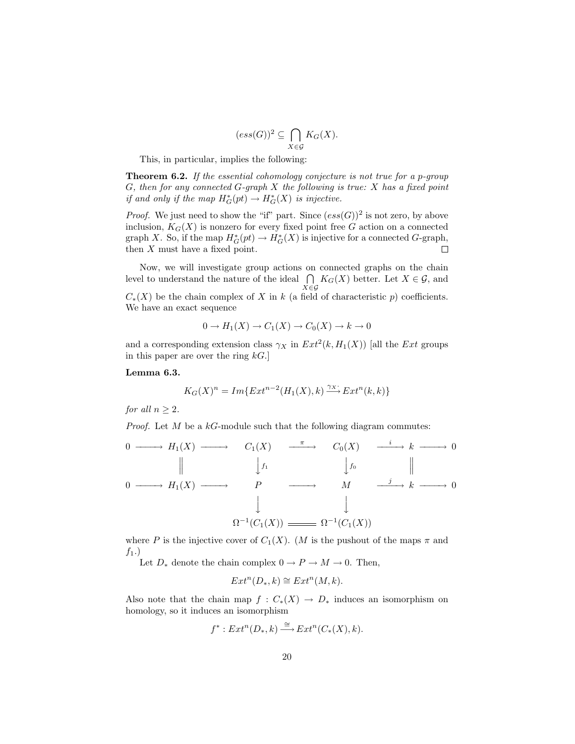$$(ess(G))^2 \subseteq \bigcap_{X \in \mathcal{G}} K_G(X).$$

This, in particular, implies the following:

**Theorem 6.2.** *If the essential cohomology conjecture is not true for a p-group $G$, then for any connected $G$-graph $X$ the following is true: $X$ has a fixed point if and only if the map $H^*_G(pt) \to H^*_G(X)$ is injective.*

*Proof.* We just need to show the "if" part. Since $(ess(G))^2$ is not zero, by above inclusion, $K_G(X)$ is nonzero for every fixed point free $G$ action on a connected graph $X$. So, if the map $H^*_G(pt) \to H^*_G(X)$ is injective for a connected $G$-graph, then $X$ must have a fixed point. □

Now, we will investigate group actions on connected graphs on the chain level to understand the nature of the ideal $\bigcap_{X \in \mathcal{G}} K_G(X)$ better. Let $X \in \mathcal{G}$, and $C_*(X)$ be the chain complex of $X$ in $k$ (a field of characteristic $p$) coefficients. We have an exact sequence

$$0 \to H_1(X) \to C_1(X) \to C_0(X) \to k \to 0$$

and a corresponding extension class $\gamma_X$ in $Ext^2(k, H_1(X))$ [all the $Ext$ groups in this paper are over the ring $kG$.]

**Lemma 6.3.**

$$K_G(X)^n = Im\{Ext^{n-2}(H_1(X), k) \xrightarrow{\gamma_X \cdot} Ext^n(k, k)\}$$

*for all $n \geq 2$.*

*Proof.* Let $M$ be a $kG$-module such that the following diagram commutes:

$$\begin{array}{ccccccccccc}
0 & \longrightarrow & H_1(X) & \longrightarrow & C_1(X) & \xrightarrow{\pi} & C_0(X) & \xrightarrow{i} & k & \longrightarrow & 0 \\
 & & \| & & \downarrow f_1 & & \downarrow f_0 & & \| & & \\
0 & \longrightarrow & H_1(X) & \longrightarrow & P & \longrightarrow & M & \xrightarrow{j} & k & \longrightarrow & 0 \\
 & & & & \downarrow & & \downarrow & & & & \\
 & & & & \Omega^{-1}(C_1(X)) & = & \Omega^{-1}(C_1(X)) & & & &
\end{array}$$

where $P$ is the injective cover of $C_1(X)$. ($M$ is the pushout of the maps $\pi$ and $f_1$.)

Let $D_*$ denote the chain complex $0 \to P \to M \to 0$. Then,

$$Ext^n(D_*, k) \cong Ext^n(M, k).$$

Also note that the chain map $f : C_*(X) \to D_*$ induces an isomorphism on homology, so it induces an isomorphism

$$f^* : Ext^n(D_*, k) \xrightarrow{\cong} Ext^n(C_*(X), k).$$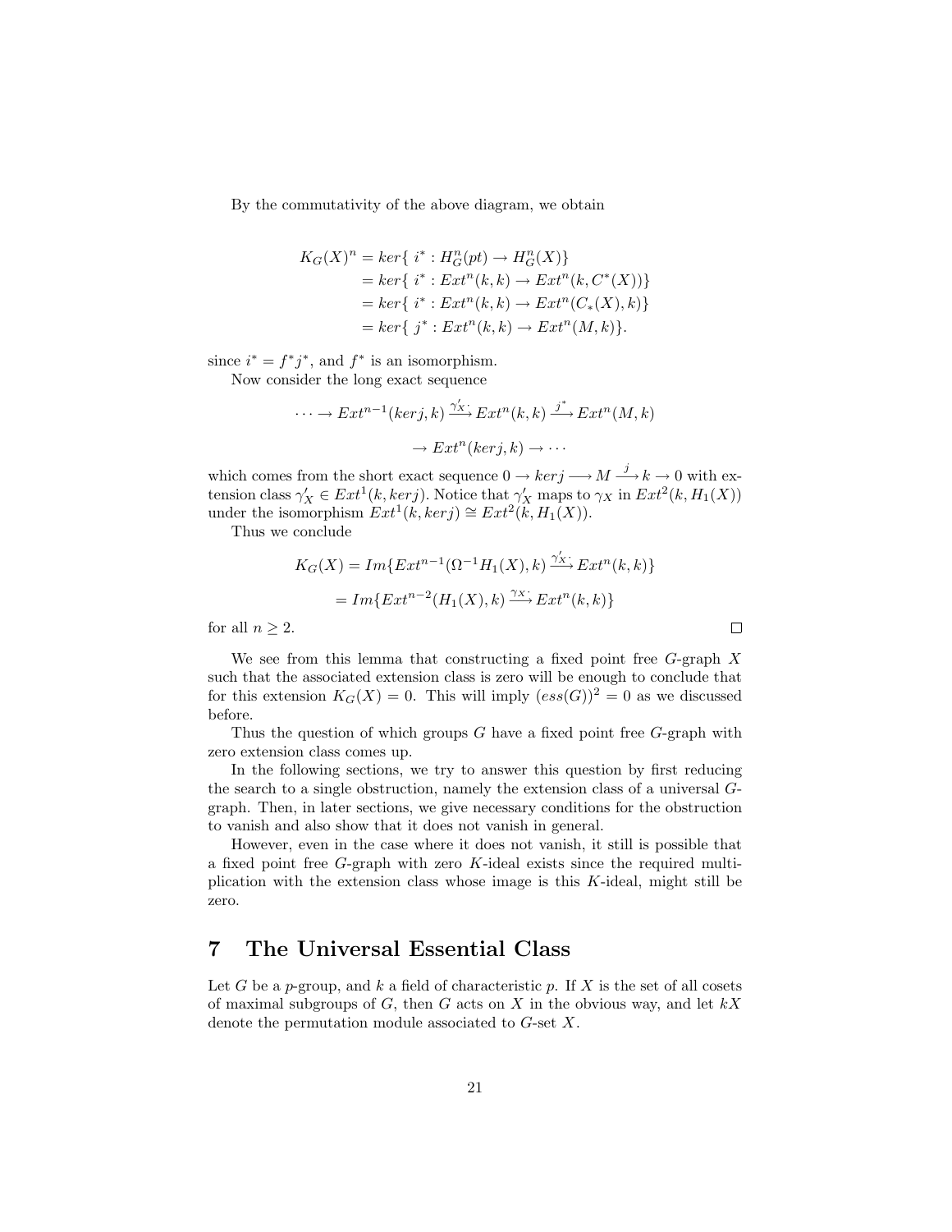By the commutativity of the above diagram, we obtain

$$
\begin{aligned}
K_G(X)^n &= ker\{\ i^* : H^n_G(pt) \to H^n_G(X)\} \\
&= ker\{\ i^* : Ext^n(k,k) \to Ext^n(k, C^*(X))\} \\
&= ker\{\ i^* : Ext^n(k,k) \to Ext^n(C_*(X), k)\} \\
&= ker\{\ j^* : Ext^n(k,k) \to Ext^n(M, k)\}.
\end{aligned}
$$

since $i^* = f^* j^*$, and $f^*$ is an isomorphism.

Now consider the long exact sequence

$$
\cdots \to Ext^{n-1}(ker j, k) \xrightarrow{\gamma'_X \cdot} Ext^n(k,k) \xrightarrow{j^*} Ext^n(M,k)
$$

$$
\to Ext^n(ker j, k) \to \cdots
$$

which comes from the short exact sequence $0 \to ker j \longrightarrow M \xrightarrow{j} k \to 0$ with extension class $\gamma'_X \in Ext^1(k, ker j)$. Notice that $\gamma'_X$ maps to $\gamma_X$ in $Ext^2(k, H_1(X))$ under the isomorphism $Ext^1(k, ker j) \cong Ext^2(k, H_1(X))$.

Thus we conclude

$$
\begin{aligned}
K_G(X) &= Im\{Ext^{n-1}(\Omega^{-1} H_1(X), k) \xrightarrow{\gamma'_X \cdot} Ext^n(k,k)\} \\
&= Im\{Ext^{n-2}(H_1(X), k) \xrightarrow{\gamma_X \cdot} Ext^n(k,k)\}
\end{aligned}
$$

for all $n \geq 2$. □

We see from this lemma that constructing a fixed point free $G$-graph $X$ such that the associated extension class is zero will be enough to conclude that for this extension $K_G(X) = 0$. This will imply $(ess(G))^2 = 0$ as we discussed before.

Thus the question of which groups $G$ have a fixed point free $G$-graph with zero extension class comes up.

In the following sections, we try to answer this question by first reducing the search to a single obstruction, namely the extension class of a universal $G$-graph. Then, in later sections, we give necessary conditions for the obstruction to vanish and also show that it does not vanish in general.

However, even in the case where it does not vanish, it still is possible that a fixed point free $G$-graph with zero $K$-ideal exists since the required multiplication with the extension class whose image is this $K$-ideal, might still be zero.

# 7 The Universal Essential Class

Let $G$ be a $p$-group, and $k$ a field of characteristic $p$. If $X$ is the set of all cosets of maximal subgroups of $G$, then $G$ acts on $X$ in the obvious way, and let $kX$ denote the permutation module associated to $G$-set $X$.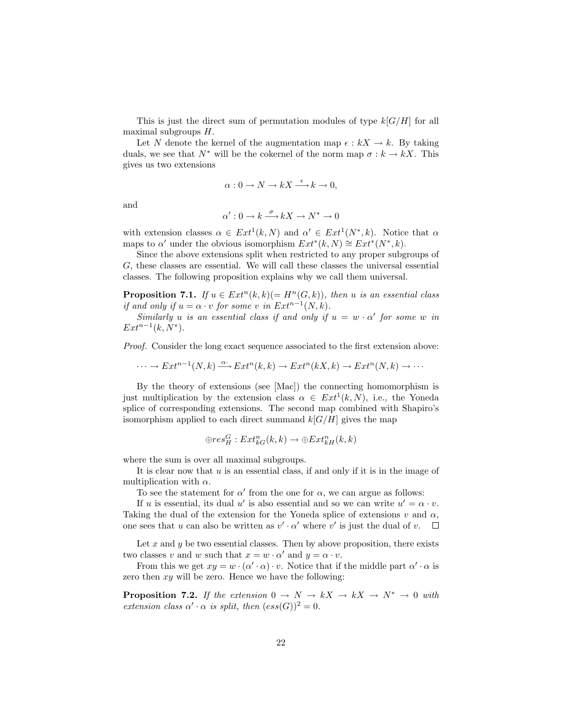This is just the direct sum of permutation modules of type $k[G/H]$ for all maximal subgroups $H$.

Let $N$ denote the kernel of the augmentation map $\epsilon : kX \to k$. By taking duals, we see that $N^*$ will be the cokernel of the norm map $\sigma : k \to kX$. This gives us two extensions

$$\alpha : 0 \to N \to kX \xrightarrow{\epsilon} k \to 0,$$

and

$$\alpha' : 0 \to k \xrightarrow{\sigma} kX \to N^* \to 0$$

with extension classes $\alpha \in Ext^1(k, N)$ and $\alpha' \in Ext^1(N^*, k)$. Notice that $\alpha$ maps to $\alpha'$ under the obvious isomorphism $Ext^*(k, N) \cong Ext^*(N^*, k)$.

Since the above extensions split when restricted to any proper subgroups of $G$, these classes are essential. We will call these classes the universal essential classes. The following proposition explains why we call them universal.

**Proposition 7.1.** *If $u \in Ext^n(k, k)(= H^n(G, k))$, then $u$ is an essential class if and only if $u = \alpha \cdot v$ for some $v$ in $Ext^{n-1}(N, k)$.*

*Similarly $u$ is an essential class if and only if $u = w \cdot \alpha'$ for some $w$ in $Ext^{n-1}(k, N^*)$.*

*Proof.* Consider the long exact sequence associated to the first extension above:

$$\cdots \to Ext^{n-1}(N, k) \xrightarrow{\alpha \cdot} Ext^n(k, k) \to Ext^n(kX, k) \to Ext^n(N, k) \to \cdots$$

By the theory of extensions (see [Mac]) the connecting homomorphism is just multiplication by the extension class $\alpha \in Ext^1(k, N)$, i.e., the Yoneda splice of corresponding extensions. The second map combined with Shapiro's isomorphism applied to each direct summand $k[G/H]$ gives the map

$$\oplus res^G_H : Ext^n_{kG}(k, k) \to \oplus Ext^n_{kH}(k, k)$$

where the sum is over all maximal subgroups.

It is clear now that $u$ is an essential class, if and only if it is in the image of multiplication with $\alpha$.

To see the statement for $\alpha'$ from the one for $\alpha$, we can argue as follows:

If $u$ is essential, its dual $u'$ is also essential and so we can write $u' = \alpha \cdot v$. Taking the dual of the extension for the Yoneda splice of extensions $v$ and $\alpha$, one sees that $u$ can also be written as $v' \cdot \alpha'$ where $v'$ is just the dual of $v$. $\square$

Let $x$ and $y$ be two essential classes. Then by above proposition, there exists two classes $v$ and $w$ such that $x = w \cdot \alpha'$ and $y = \alpha \cdot v$.

From this we get $xy = w \cdot (\alpha' \cdot \alpha) \cdot v$. Notice that if the middle part $\alpha' \cdot \alpha$ is zero then $xy$ will be zero. Hence we have the following:

**Proposition 7.2.** *If the extension $0 \to N \to kX \to kX \to N^* \to 0$ with extension class $\alpha' \cdot \alpha$ is split, then $(ess(G))^2 = 0$.*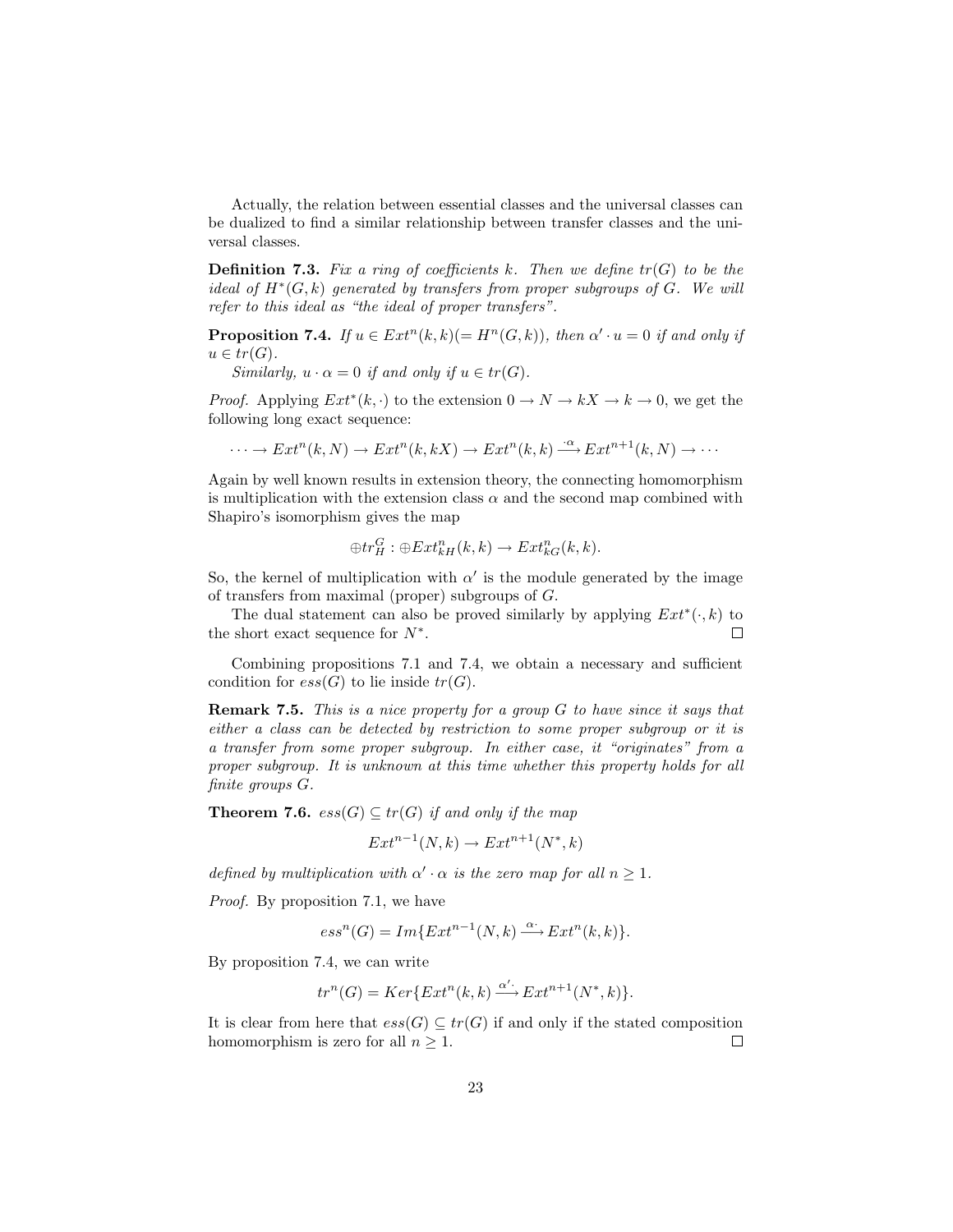Actually, the relation between essential classes and the universal classes can be dualized to find a similar relationship between transfer classes and the universal classes.

**Definition 7.3.** *Fix a ring of coefficients $k$. Then we define $tr(G)$ to be the ideal of $H^*(G,k)$ generated by transfers from proper subgroups of $G$. We will refer to this ideal as "the ideal of proper transfers".*

**Proposition 7.4.** *If $u \in Ext^n(k,k) (= H^n(G,k))$, then $\alpha' \cdot u = 0$ if and only if $u \in tr(G)$.*

*Similarly, $u \cdot \alpha = 0$ if and only if $u \in tr(G)$.*

*Proof.* Applying $Ext^*(k, \cdot)$ to the extension $0 \to N \to kX \to k \to 0$, we get the following long exact sequence:

$$\cdots \to Ext^n(k,N) \to Ext^n(k,kX) \to Ext^n(k,k) \xrightarrow{\cdot\alpha} Ext^{n+1}(k,N) \to \cdots$$

Again by well known results in extension theory, the connecting homomorphism is multiplication with the extension class $\alpha$ and the second map combined with Shapiro's isomorphism gives the map

$$\oplus tr_H^G : \oplus Ext^n_{kH}(k,k) \to Ext^n_{kG}(k,k).$$

So, the kernel of multiplication with $\alpha'$ is the module generated by the image of transfers from maximal (proper) subgroups of $G$.

The dual statement can also be proved similarly by applying $Ext^*(\cdot, k)$ to the short exact sequence for $N^*$. $\square$

Combining propositions 7.1 and 7.4, we obtain a necessary and sufficient condition for $ess(G)$ to lie inside $tr(G)$.

**Remark 7.5.** *This is a nice property for a group $G$ to have since it says that either a class can be detected by restriction to some proper subgroup or it is a transfer from some proper subgroup. In either case, it "originates" from a proper subgroup. It is unknown at this time whether this property holds for all finite groups $G$.*

**Theorem 7.6.** *$ess(G) \subseteq tr(G)$ if and only if the map*

$$Ext^{n-1}(N,k) \to Ext^{n+1}(N^*,k)$$

*defined by multiplication with $\alpha' \cdot \alpha$ is the zero map for all $n \geq 1$.*

*Proof.* By proposition 7.1, we have

$$ess^n(G) = Im\{Ext^{n-1}(N,k) \xrightarrow{\alpha\cdot} Ext^n(k,k)\}.$$

By proposition 7.4, we can write

$$tr^n(G) = Ker\{Ext^n(k,k) \xrightarrow{\alpha'\cdot} Ext^{n+1}(N^*,k)\}.$$

It is clear from here that $ess(G) \subseteq tr(G)$ if and only if the stated composition homomorphism is zero for all $n \geq 1$. $\square$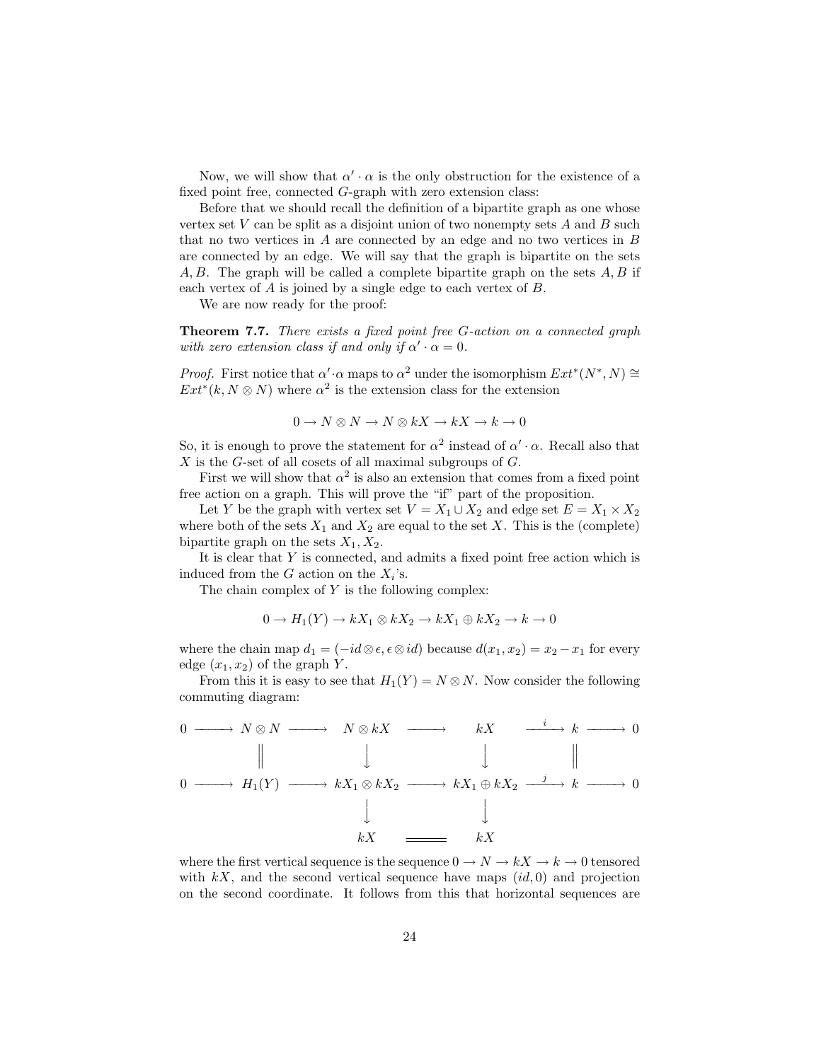Now, we will show that $\alpha' \cdot \alpha$ is the only obstruction for the existence of a fixed point free, connected $G$-graph with zero extension class:

Before that we should recall the definition of a bipartite graph as one whose vertex set $V$ can be split as a disjoint union of two nonempty sets $A$ and $B$ such that no two vertices in $A$ are connected by an edge and no two vertices in $B$ are connected by an edge. We will say that the graph is bipartite on the sets $A, B$. The graph will be called a complete bipartite graph on the sets $A, B$ if each vertex of $A$ is joined by a single edge to each vertex of $B$.

We are now ready for the proof:

**Theorem 7.7.** *There exists a fixed point free $G$-action on a connected graph with zero extension class if and only if $\alpha' \cdot \alpha = 0$.*

*Proof.* First notice that $\alpha' \cdot \alpha$ maps to $\alpha^2$ under the isomorphism $Ext^*(N^*, N) \cong Ext^*(k, N \otimes N)$ where $\alpha^2$ is the extension class for the extension

$$0 \to N \otimes N \to N \otimes kX \to kX \to k \to 0$$

So, it is enough to prove the statement for $\alpha^2$ instead of $\alpha' \cdot \alpha$. Recall also that $X$ is the $G$-set of all cosets of all maximal subgroups of $G$.

First we will show that $\alpha^2$ is also an extension that comes from a fixed point free action on a graph. This will prove the "if" part of the proposition.

Let $Y$ be the graph with vertex set $V = X_1 \cup X_2$ and edge set $E = X_1 \times X_2$ where both of the sets $X_1$ and $X_2$ are equal to the set $X$. This is the (complete) bipartite graph on the sets $X_1, X_2$.

It is clear that $Y$ is connected, and admits a fixed point free action which is induced from the $G$ action on the $X_i$'s.

The chain complex of $Y$ is the following complex:

$$0 \to H_1(Y) \to kX_1 \otimes kX_2 \to kX_1 \oplus kX_2 \to k \to 0$$

where the chain map $d_1 = (-id \otimes \epsilon, \epsilon \otimes id)$ because $d(x_1, x_2) = x_2 - x_1$ for every edge $(x_1, x_2)$ of the graph $Y$.

From this it is easy to see that $H_1(Y) = N \otimes N$. Now consider the following commuting diagram:

$$\begin{array}{ccccccccccc}
0 & \longrightarrow & N \otimes N & \longrightarrow & N \otimes kX & \longrightarrow & kX & \xrightarrow{i} & k & \longrightarrow & 0 \\
 & & \| & & \downarrow & & \downarrow & & \| & & \\
0 & \longrightarrow & H_1(Y) & \longrightarrow & kX_1 \otimes kX_2 & \longrightarrow & kX_1 \oplus kX_2 & \xrightarrow{j} & k & \longrightarrow & 0 \\
 & & & & \downarrow & & \downarrow & & & & \\
 & & & & kX & = & kX & & & &
\end{array}$$

where the first vertical sequence is the sequence $0 \to N \to kX \to k \to 0$ tensored with $kX$, and the second vertical sequence have maps $(id, 0)$ and projection on the second coordinate. It follows from this that horizontal sequences are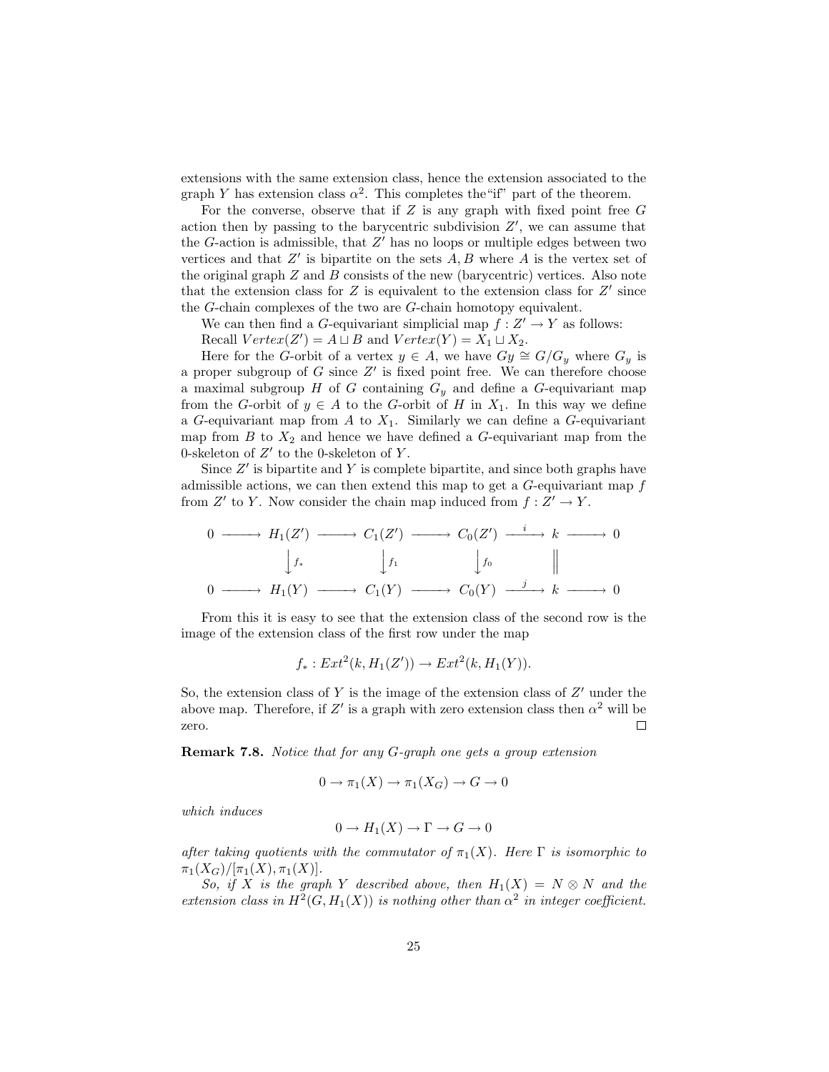extensions with the same extension class, hence the extension associated to the graph $Y$ has extension class $\alpha^2$. This completes the"if" part of the theorem.

For the converse, observe that if $Z$ is any graph with fixed point free $G$ action then by passing to the barycentric subdivision $Z'$, we can assume that the $G$-action is admissible, that $Z'$ has no loops or multiple edges between two vertices and that $Z'$ is bipartite on the sets $A, B$ where $A$ is the vertex set of the original graph $Z$ and $B$ consists of the new (barycentric) vertices. Also note that the extension class for $Z$ is equivalent to the extension class for $Z'$ since the $G$-chain complexes of the two are $G$-chain homotopy equivalent.

We can then find a $G$-equivariant simplicial map $f : Z' \to Y$ as follows:

Recall $Vertex(Z') = A \sqcup B$ and $Vertex(Y) = X_1 \sqcup X_2$.

Here for the $G$-orbit of a vertex $y \in A$, we have $Gy \cong G/G_y$ where $G_y$ is a proper subgroup of $G$ since $Z'$ is fixed point free. We can therefore choose a maximal subgroup $H$ of $G$ containing $G_y$ and define a $G$-equivariant map from the $G$-orbit of $y \in A$ to the $G$-orbit of $H$ in $X_1$. In this way we define a $G$-equivariant map from $A$ to $X_1$. Similarly we can define a $G$-equivariant map from $B$ to $X_2$ and hence we have defined a $G$-equivariant map from the 0-skeleton of $Z'$ to the 0-skeleton of $Y$.

Since $Z'$ is bipartite and $Y$ is complete bipartite, and since both graphs have admissible actions, we can then extend this map to get a $G$-equivariant map $f$ from $Z'$ to $Y$. Now consider the chain map induced from $f : Z' \to Y$.

$$\begin{array}{ccccccccccc}
0 & \longrightarrow & H_1(Z') & \longrightarrow & C_1(Z') & \longrightarrow & C_0(Z') & \xrightarrow{\ i\ } & k & \longrightarrow & 0 \\
 & & \downarrow{\scriptstyle f_*} & & \downarrow{\scriptstyle f_1} & & \downarrow{\scriptstyle f_0} & & \| & & \\
0 & \longrightarrow & H_1(Y) & \longrightarrow & C_1(Y) & \longrightarrow & C_0(Y) & \xrightarrow{\ j\ } & k & \longrightarrow & 0
\end{array}$$

From this it is easy to see that the extension class of the second row is the image of the extension class of the first row under the map

$$f_* : Ext^2(k, H_1(Z')) \to Ext^2(k, H_1(Y)).$$

So, the extension class of $Y$ is the image of the extension class of $Z'$ under the above map. Therefore, if $Z'$ is a graph with zero extension class then $\alpha^2$ will be zero. $\square$

**Remark 7.8.** *Notice that for any $G$-graph one gets a group extension*

$$0 \to \pi_1(X) \to \pi_1(X_G) \to G \to 0$$

*which induces*

$$0 \to H_1(X) \to \Gamma \to G \to 0$$

*after taking quotients with the commutator of $\pi_1(X)$. Here $\Gamma$ is isomorphic to $\pi_1(X_G)/[\pi_1(X), \pi_1(X)]$.*

*So, if $X$ is the graph $Y$ described above, then $H_1(X) = N \otimes N$ and the extension class in $H^2(G, H_1(X))$ is nothing other than $\alpha^2$ in integer coefficient.*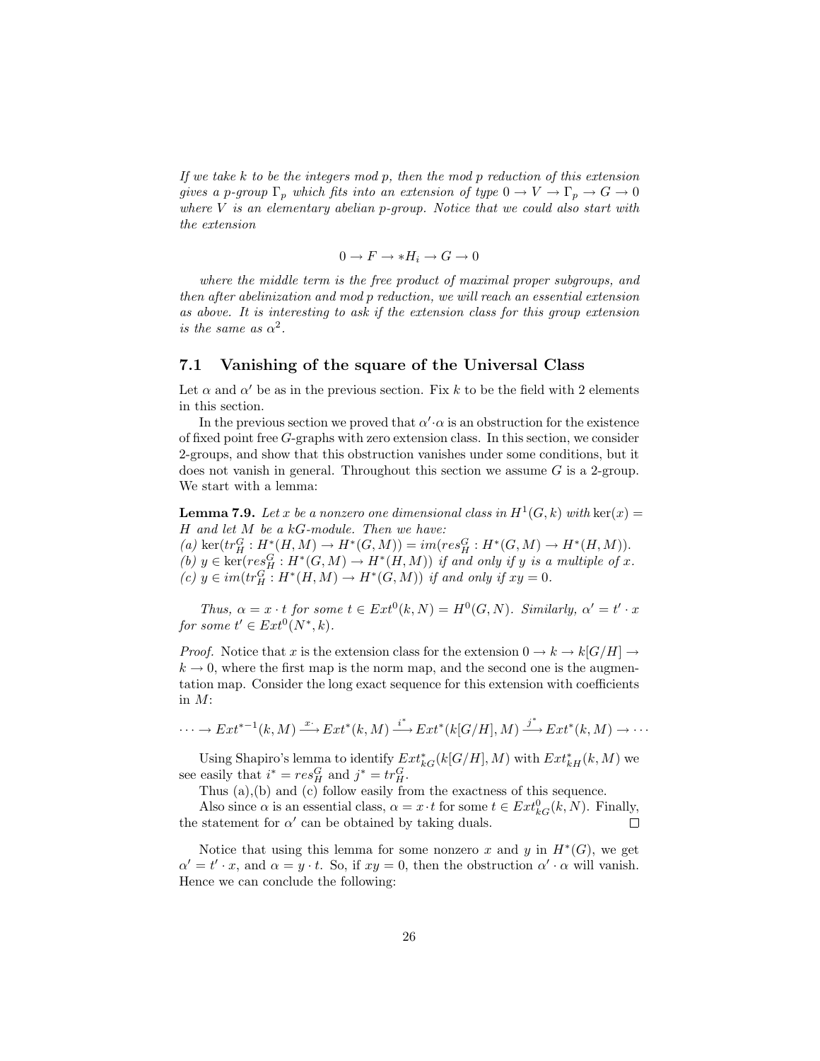*If we take $k$ to be the integers mod $p$, then the mod $p$ reduction of this extension gives a $p$-group $\Gamma_p$ which fits into an extension of type $0 \to V \to \Gamma_p \to G \to 0$ where $V$ is an elementary abelian $p$-group. Notice that we could also start with the extension*

$$0 \to F \to *H_i \to G \to 0$$

*where the middle term is the free product of maximal proper subgroups, and then after abelinization and mod $p$ reduction, we will reach an essential extension as above. It is interesting to ask if the extension class for this group extension is the same as $\alpha^2$.*

### 7.1 Vanishing of the square of the Universal Class

Let $\alpha$ and $\alpha'$ be as in the previous section. Fix $k$ to be the field with 2 elements in this section.

In the previous section we proved that $\alpha' \cdot \alpha$ is an obstruction for the existence of fixed point free $G$-graphs with zero extension class. In this section, we consider 2-groups, and show that this obstruction vanishes under some conditions, but it does not vanish in general. Throughout this section we assume $G$ is a 2-group. We start with a lemma:

**Lemma 7.9.** *Let $x$ be a nonzero one dimensional class in $H^1(G, k)$ with $\ker(x) = H$ and let $M$ be a $kG$-module. Then we have:*
*(a) $\ker(tr_H^G : H^*(H, M) \to H^*(G, M)) = im(res_H^G : H^*(G, M) \to H^*(H, M))$.*
*(b) $y \in \ker(res_H^G : H^*(G, M) \to H^*(H, M))$ if and only if $y$ is a multiple of $x$.*
*(c) $y \in im(tr_H^G : H^*(H, M) \to H^*(G, M))$ if and only if $xy = 0$.*

*Thus, $\alpha = x \cdot t$ for some $t \in Ext^0(k, N) = H^0(G, N)$. Similarly, $\alpha' = t' \cdot x$ for some $t' \in Ext^0(N^*, k)$.*

*Proof.* Notice that $x$ is the extension class for the extension $0 \to k \to k[G/H] \to k \to 0$, where the first map is the norm map, and the second one is the augmentation map. Consider the long exact sequence for this extension with coefficients in $M$:

$$\cdots \to Ext^{*-1}(k, M) \xrightarrow{x\cdot} Ext^*(k, M) \xrightarrow{i^*} Ext^*(k[G/H], M) \xrightarrow{j^*} Ext^*(k, M) \to \cdots$$

Using Shapiro's lemma to identify $Ext^*_{kG}(k[G/H], M)$ with $Ext^*_{kH}(k, M)$ we see easily that $i^* = res_H^G$ and $j^* = tr_H^G$.

Thus (a),(b) and (c) follow easily from the exactness of this sequence.

Also since $\alpha$ is an essential class, $\alpha = x \cdot t$ for some $t \in Ext^0_{kG}(k, N)$. Finally, the statement for $\alpha'$ can be obtained by taking duals. $\square$

Notice that using this lemma for some nonzero $x$ and $y$ in $H^*(G)$, we get $\alpha' = t' \cdot x$, and $\alpha = y \cdot t$. So, if $xy = 0$, then the obstruction $\alpha' \cdot \alpha$ will vanish. Hence we can conclude the following: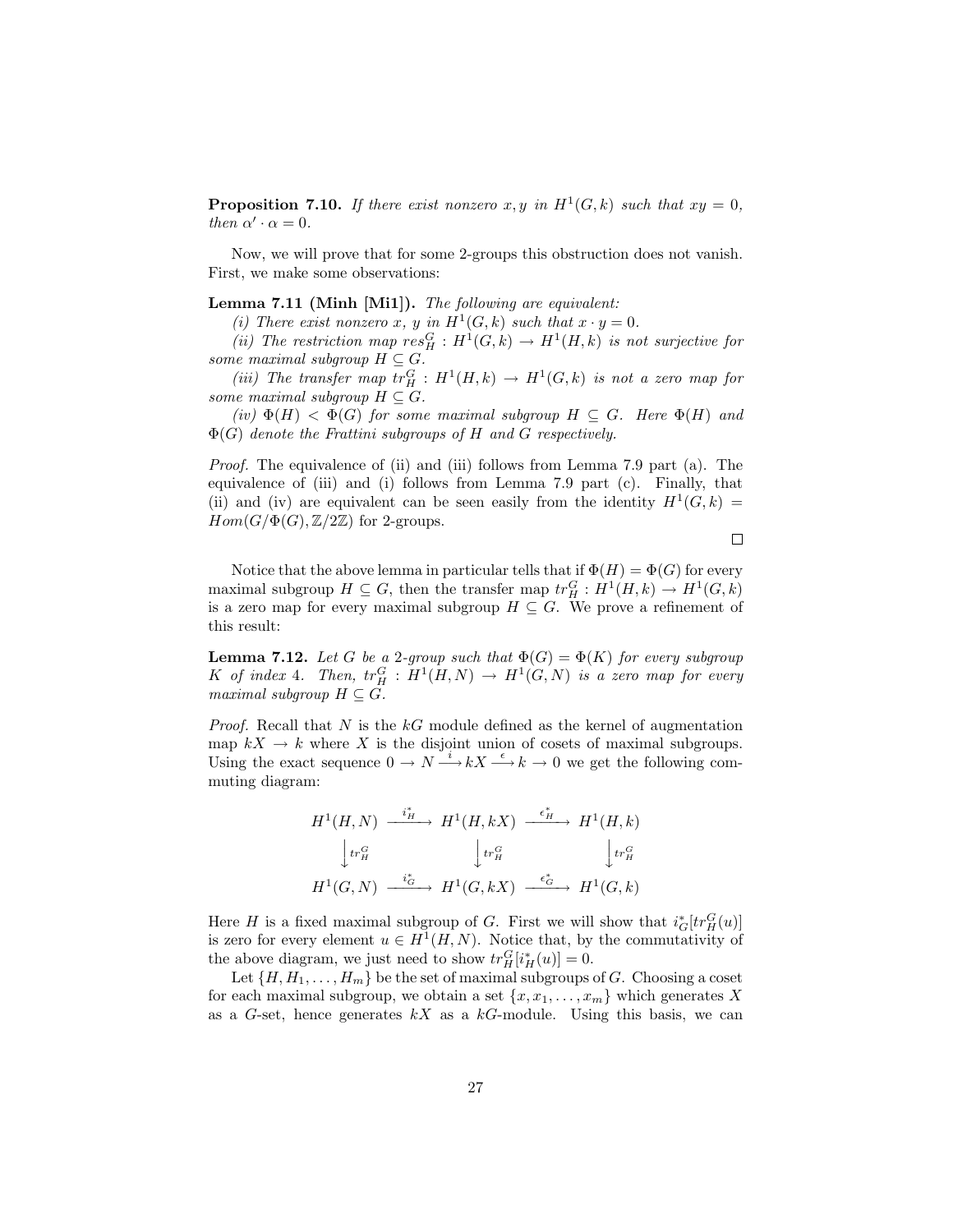**Proposition 7.10.** *If there exist nonzero $x, y$ in $H^1(G,k)$ such that $xy = 0$, then $\alpha' \cdot \alpha = 0$.*

Now, we will prove that for some 2-groups this obstruction does not vanish. First, we make some observations:

**Lemma 7.11 (Minh [Mi1]).** *The following are equivalent:*

*(i) There exist nonzero $x$, $y$ in $H^1(G,k)$ such that $x \cdot y = 0$.*

*(ii) The restriction map $res^G_H : H^1(G,k) \to H^1(H,k)$ is not surjective for some maximal subgroup $H \subseteq G$.*

*(iii) The transfer map $tr^G_H : H^1(H,k) \to H^1(G,k)$ is not a zero map for some maximal subgroup $H \subseteq G$.*

*(iv) $\Phi(H) < \Phi(G)$ for some maximal subgroup $H \subseteq G$. Here $\Phi(H)$ and $\Phi(G)$ denote the Frattini subgroups of $H$ and $G$ respectively.*

*Proof.* The equivalence of (ii) and (iii) follows from Lemma 7.9 part (a). The equivalence of (iii) and (i) follows from Lemma 7.9 part (c). Finally, that (ii) and (iv) are equivalent can be seen easily from the identity $H^1(G,k) = Hom(G/\Phi(G), \mathbb{Z}/2\mathbb{Z})$ for 2-groups. □

Notice that the above lemma in particular tells that if $\Phi(H) = \Phi(G)$ for every maximal subgroup $H \subseteq G$, then the transfer map $tr^G_H : H^1(H,k) \to H^1(G,k)$ is a zero map for every maximal subgroup $H \subseteq G$. We prove a refinement of this result:

**Lemma 7.12.** *Let $G$ be a 2-group such that $\Phi(G) = \Phi(K)$ for every subgroup $K$ of index 4. Then, $tr^G_H : H^1(H,N) \to H^1(G,N)$ is a zero map for every maximal subgroup $H \subseteq G$.*

*Proof.* Recall that $N$ is the $kG$ module defined as the kernel of augmentation map $kX \to k$ where $X$ is the disjoint union of cosets of maximal subgroups. Using the exact sequence $0 \to N \xrightarrow{i} kX \xrightarrow{\epsilon} k \to 0$ we get the following commuting diagram:

$$\begin{array}{ccccc}
H^1(H,N) & \xrightarrow{i^*_H} & H^1(H,kX) & \xrightarrow{\epsilon^*_H} & H^1(H,k) \\
\downarrow{\scriptstyle tr^G_H} & & \downarrow{\scriptstyle tr^G_H} & & \downarrow{\scriptstyle tr^G_H} \\
H^1(G,N) & \xrightarrow{i^*_G} & H^1(G,kX) & \xrightarrow{\epsilon^*_G} & H^1(G,k)
\end{array}$$

Here $H$ is a fixed maximal subgroup of $G$. First we will show that $i^*_G[tr^G_H(u)]$ is zero for every element $u \in H^1(H,N)$. Notice that, by the commutativity of the above diagram, we just need to show $tr^G_H[i^*_H(u)] = 0$.

Let $\{H, H_1, \dots, H_m\}$ be the set of maximal subgroups of $G$. Choosing a coset for each maximal subgroup, we obtain a set $\{x, x_1, \dots, x_m\}$ which generates $X$ as a $G$-set, hence generates $kX$ as a $kG$-module. Using this basis, we can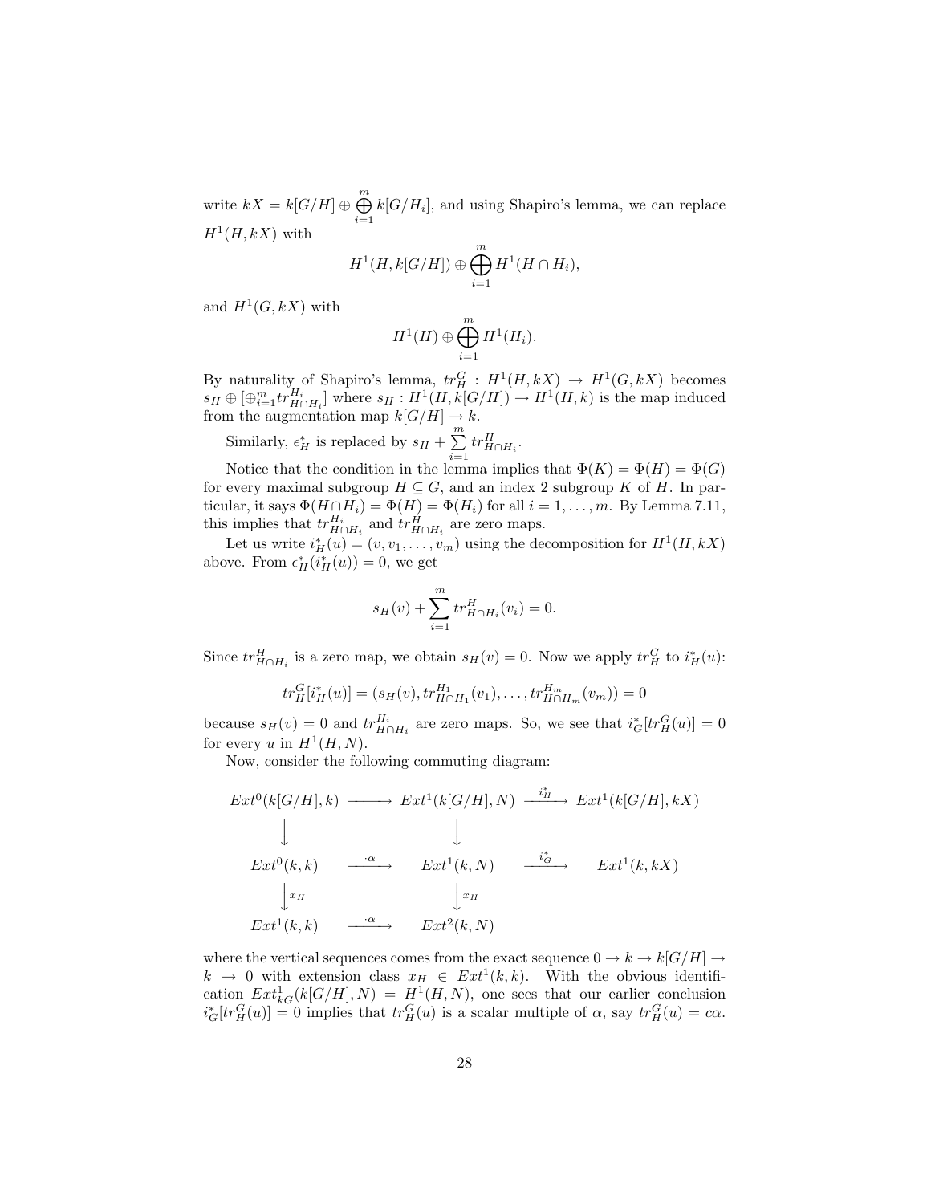write $kX = k[G/H] \oplus \bigoplus_{i=1}^{m} k[G/H_i]$, and using Shapiro's lemma, we can replace $H^1(H, kX)$ with

$$H^1(H, k[G/H]) \oplus \bigoplus_{i=1}^{m} H^1(H \cap H_i),$$

and $H^1(G, kX)$ with

$$H^1(H) \oplus \bigoplus_{i=1}^{m} H^1(H_i).$$

By naturality of Shapiro's lemma, $tr_H^G : H^1(H, kX) \to H^1(G, kX)$ becomes $s_H \oplus [\oplus_{i=1}^m tr_{H \cap H_i}^{H_i}]$ where $s_H : H^1(H, k[G/H]) \to H^1(H, k)$ is the map induced from the augmentation map $k[G/H] \to k$.

Similarly, $\epsilon_H^*$ is replaced by $s_H + \sum_{i=1}^{m} tr_{H \cap H_i}^{H}$.

Notice that the condition in the lemma implies that $\Phi(K) = \Phi(H) = \Phi(G)$ for every maximal subgroup $H \subseteq G$, and an index 2 subgroup $K$ of $H$. In particular, it says $\Phi(H \cap H_i) = \Phi(H) = \Phi(H_i)$ for all $i = 1, \dots, m$. By Lemma 7.11, this implies that $tr_{H \cap H_i}^{H_i}$ and $tr_{H \cap H_i}^{H}$ are zero maps.

Let us write $i_H^*(u) = (v, v_1, \dots, v_m)$ using the decomposition for $H^1(H, kX)$ above. From $\epsilon_H^*(i_H^*(u)) = 0$, we get

$$s_H(v) + \sum_{i=1}^{m} tr_{H \cap H_i}^{H}(v_i) = 0.$$

Since $tr_{H \cap H_i}^{H}$ is a zero map, we obtain $s_H(v) = 0$. Now we apply $tr_H^G$ to $i_H^*(u)$:

$$tr_H^G[i_H^*(u)] = (s_H(v), tr_{H \cap H_1}^{H_1}(v_1), \dots, tr_{H \cap H_m}^{H_m}(v_m)) = 0$$

because $s_H(v) = 0$ and $tr_{H \cap H_i}^{H_i}$ are zero maps. So, we see that $i_G^*[tr_H^G(u)] = 0$ for every $u$ in $H^1(H, N)$.

Now, consider the following commuting diagram:

$$\begin{array}{ccccc}
Ext^0(k[G/H], k) & \longrightarrow & Ext^1(k[G/H], N) & \xrightarrow{i_H^*} & Ext^1(k[G/H], kX) \\
\downarrow & & \downarrow & & \\
Ext^0(k, k) & \xrightarrow{\cdot\alpha} & Ext^1(k, N) & \xrightarrow{i_G^*} & Ext^1(k, kX) \\
\downarrow{\scriptstyle x_H} & & \downarrow{\scriptstyle x_H} & & \\
Ext^1(k, k) & \xrightarrow{\cdot\alpha} & Ext^2(k, N) & &
\end{array}$$

where the vertical sequences comes from the exact sequence $0 \to k \to k[G/H] \to k \to 0$ with extension class $x_H \in Ext^1(k, k)$. With the obvious identification $Ext^1_{kG}(k[G/H], N) = H^1(H, N)$, one sees that our earlier conclusion $i_G^*[tr_H^G(u)] = 0$ implies that $tr_H^G(u)$ is a scalar multiple of $\alpha$, say $tr_H^G(u) = c\alpha$.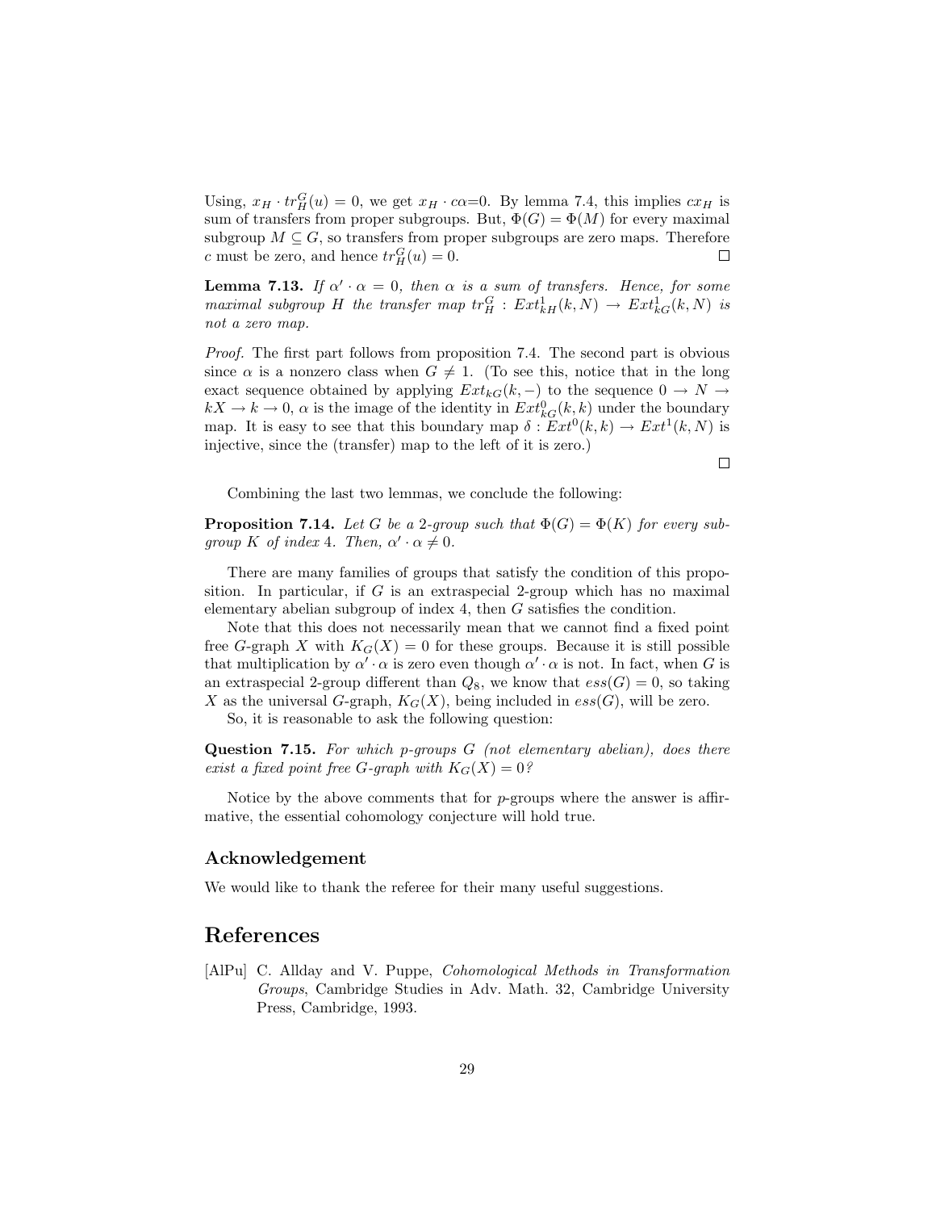Using, $x_H \cdot tr_H^G(u) = 0$, we get $x_H \cdot c\alpha$=0. By lemma 7.4, this implies $cx_H$ is sum of transfers from proper subgroups. But, $\Phi(G) = \Phi(M)$ for every maximal subgroup $M \subseteq G$, so transfers from proper subgroups are zero maps. Therefore $c$ must be zero, and hence $tr_H^G(u) = 0$. □

**Lemma 7.13.** *If $\alpha' \cdot \alpha = 0$, then $\alpha$ is a sum of transfers. Hence, for some maximal subgroup $H$ the transfer map $tr_H^G : Ext^1_{kH}(k, N) \to Ext^1_{kG}(k, N)$ is not a zero map.*

*Proof.* The first part follows from proposition 7.4. The second part is obvious since $\alpha$ is a nonzero class when $G \neq 1$. (To see this, notice that in the long exact sequence obtained by applying $Ext_{kG}(k, -)$ to the sequence $0 \to N \to kX \to k \to 0$, $\alpha$ is the image of the identity in $Ext^0_{kG}(k, k)$ under the boundary map. It is easy to see that this boundary map $\delta : Ext^0(k, k) \to Ext^1(k, N)$ is injective, since the (transfer) map to the left of it is zero.)

□

Combining the last two lemmas, we conclude the following:

**Proposition 7.14.** *Let $G$ be a 2-group such that $\Phi(G) = \Phi(K)$ for every subgroup $K$ of index 4. Then, $\alpha' \cdot \alpha \neq 0$.*

There are many families of groups that satisfy the condition of this proposition. In particular, if $G$ is an extraspecial 2-group which has no maximal elementary abelian subgroup of index 4, then $G$ satisfies the condition.

Note that this does not necessarily mean that we cannot find a fixed point free $G$-graph $X$ with $K_G(X) = 0$ for these groups. Because it is still possible that multiplication by $\alpha' \cdot \alpha$ is zero even though $\alpha' \cdot \alpha$ is not. In fact, when $G$ is an extraspecial 2-group different than $Q_8$, we know that $ess(G) = 0$, so taking $X$ as the universal $G$-graph, $K_G(X)$, being included in $ess(G)$, will be zero.

So, it is reasonable to ask the following question:

**Question 7.15.** *For which $p$-groups $G$ (not elementary abelian), does there exist a fixed point free $G$-graph with $K_G(X) = 0$?*

Notice by the above comments that for $p$-groups where the answer is affirmative, the essential cohomology conjecture will hold true.

## Acknowledgement

We would like to thank the referee for their many useful suggestions.

# References

[AlPu] C. Allday and V. Puppe, *Cohomological Methods in Transformation Groups*, Cambridge Studies in Adv. Math. 32, Cambridge University Press, Cambridge, 1993.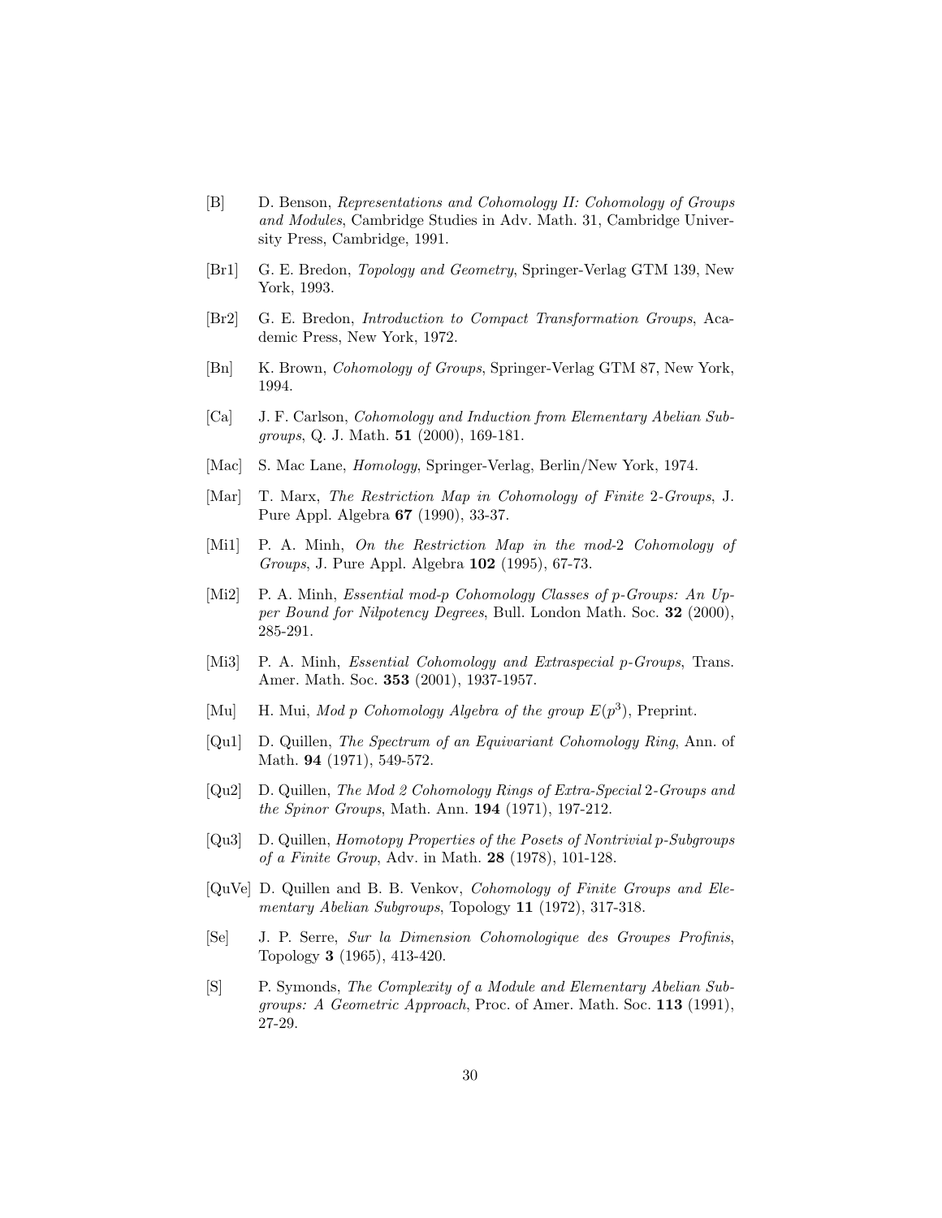[B] D. Benson, *Representations and Cohomology II: Cohomology of Groups and Modules*, Cambridge Studies in Adv. Math. 31, Cambridge University Press, Cambridge, 1991.

[Br1] G. E. Bredon, *Topology and Geometry*, Springer-Verlag GTM 139, New York, 1993.

[Br2] G. E. Bredon, *Introduction to Compact Transformation Groups*, Academic Press, New York, 1972.

[Bn] K. Brown, *Cohomology of Groups*, Springer-Verlag GTM 87, New York, 1994.

[Ca] J. F. Carlson, *Cohomology and Induction from Elementary Abelian Subgroups*, Q. J. Math. **51** (2000), 169-181.

[Mac] S. Mac Lane, *Homology*, Springer-Verlag, Berlin/New York, 1974.

[Mar] T. Marx, *The Restriction Map in Cohomology of Finite* 2*-Groups*, J. Pure Appl. Algebra **67** (1990), 33-37.

[Mi1] P. A. Minh, *On the Restriction Map in the mod-*2 *Cohomology of Groups*, J. Pure Appl. Algebra **102** (1995), 67-73.

[Mi2] P. A. Minh, *Essential mod-p Cohomology Classes of p-Groups: An Upper Bound for Nilpotency Degrees*, Bull. London Math. Soc. **32** (2000), 285-291.

[Mi3] P. A. Minh, *Essential Cohomology and Extraspecial p-Groups*, Trans. Amer. Math. Soc. **353** (2001), 1937-1957.

[Mu] H. Mui, *Mod p Cohomology Algebra of the group $E(p^3)$*, Preprint.

[Qu1] D. Quillen, *The Spectrum of an Equivariant Cohomology Ring*, Ann. of Math. **94** (1971), 549-572.

[Qu2] D. Quillen, *The Mod 2 Cohomology Rings of Extra-Special* 2*-Groups and the Spinor Groups*, Math. Ann. **194** (1971), 197-212.

[Qu3] D. Quillen, *Homotopy Properties of the Posets of Nontrivial p-Subgroups of a Finite Group*, Adv. in Math. **28** (1978), 101-128.

[QuVe] D. Quillen and B. B. Venkov, *Cohomology of Finite Groups and Elementary Abelian Subgroups*, Topology **11** (1972), 317-318.

[Se] J. P. Serre, *Sur la Dimension Cohomologique des Groupes Profinis*, Topology **3** (1965), 413-420.

[S] P. Symonds, *The Complexity of a Module and Elementary Abelian Subgroups: A Geometric Approach*, Proc. of Amer. Math. Soc. **113** (1991), 27-29.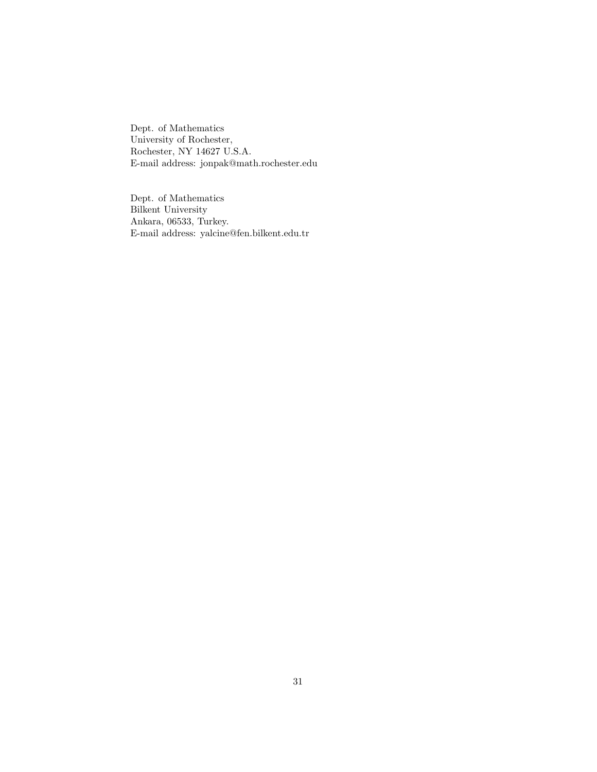Dept. of Mathematics
University of Rochester,
Rochester, NY 14627 U.S.A.
E-mail address: jonpak@math.rochester.edu

Dept. of Mathematics
Bilkent University
Ankara, 06533, Turkey.
E-mail address: yalcine@fen.bilkent.edu.tr